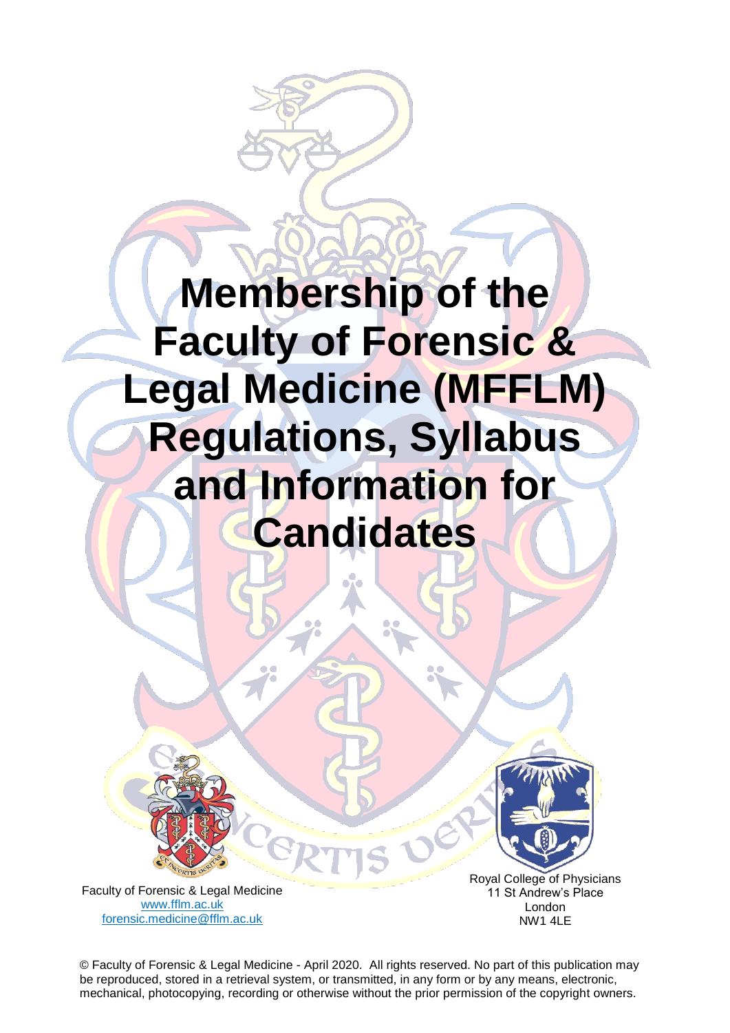# Membership of the Faculty of Forensic & Legal Medicine (MFFLM) Regulations, Syllabus and Information for Candidates

Faculty of Forensic & Legal Medicine
www.fflm.ac.uk
forensic.medicine@fflm.ac.uk

Royal College of Physicians
11 St Andrew's Place
London
NW1 4LE

© Faculty of Forensic & Legal Medicine - April 2020. All rights reserved. No part of this publication may be reproduced, stored in a retrieval system, or transmitted, in any form or by any means, electronic, mechanical, photocopying, recording or otherwise without the prior permission of the copyright owners.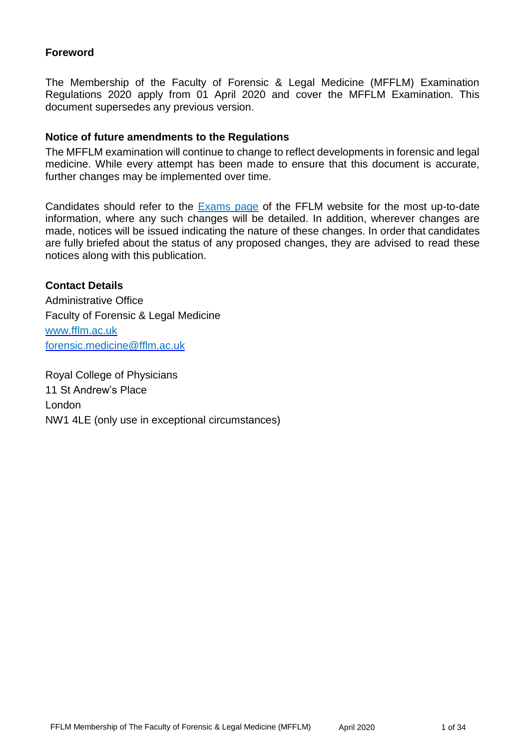## Foreword

The Membership of the Faculty of Forensic & Legal Medicine (MFFLM) Examination Regulations 2020 apply from 01 April 2020 and cover the MFFLM Examination. This document supersedes any previous version.

### Notice of future amendments to the Regulations

The MFFLM examination will continue to change to reflect developments in forensic and legal medicine. While every attempt has been made to ensure that this document is accurate, further changes may be implemented over time.

Candidates should refer to the [Exams page](#) of the FFLM website for the most up-to-date information, where any such changes will be detailed. In addition, wherever changes are made, notices will be issued indicating the nature of these changes. In order that candidates are fully briefed about the status of any proposed changes, they are advised to read these notices along with this publication.

### Contact Details

Administrative Office
Faculty of Forensic & Legal Medicine
[www.fflm.ac.uk](http://www.fflm.ac.uk)
[forensic.medicine@fflm.ac.uk](mailto:forensic.medicine@fflm.ac.uk)

Royal College of Physicians
11 St Andrew's Place
London
NW1 4LE (only use in exceptional circumstances)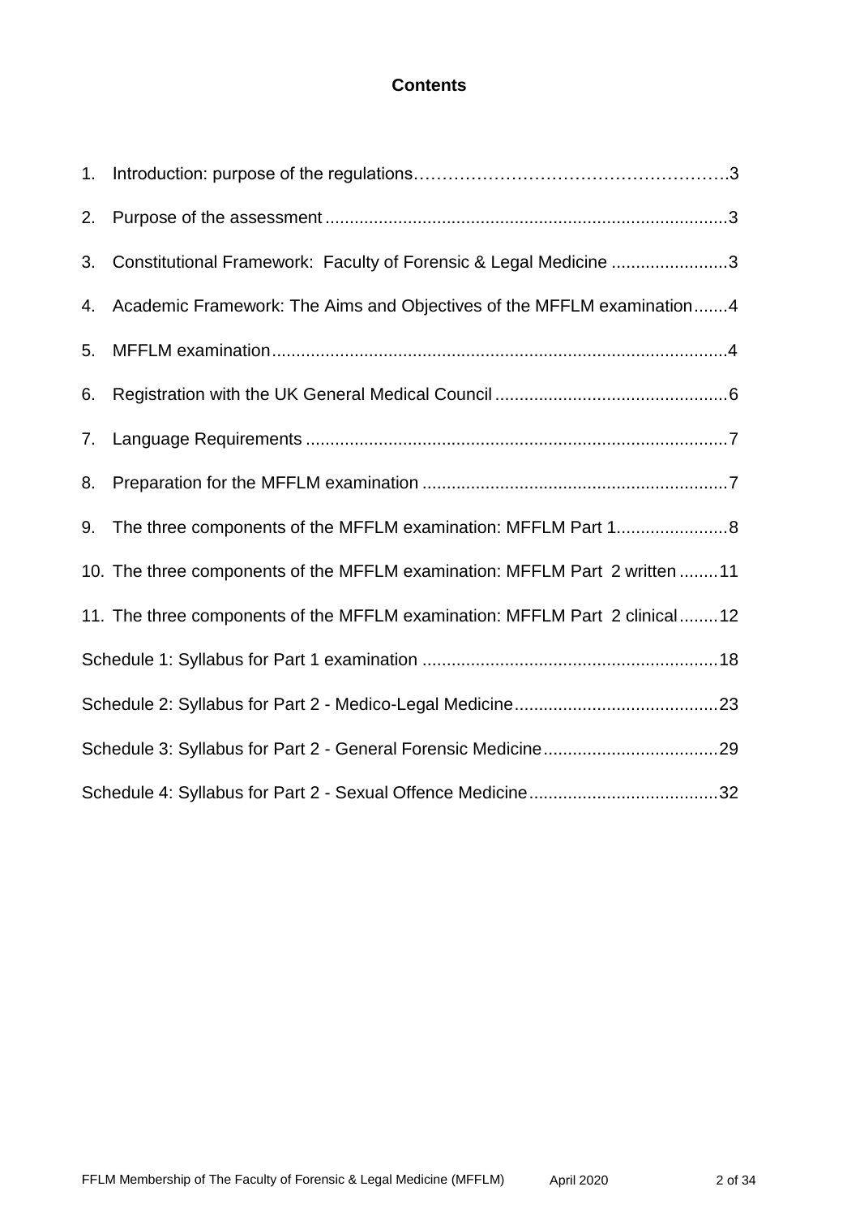**Contents**

1. Introduction: purpose of the regulations……………………………………………….3
2. Purpose of the assessment ..................................................................................3
3. Constitutional Framework: Faculty of Forensic & Legal Medicine ........................3
4. Academic Framework: The Aims and Objectives of the MFFLM examination.......4
5. MFFLM examination.............................................................................................4
6. Registration with the UK General Medical Council ................................................6
7. Language Requirements ......................................................................................7
8. Preparation for the MFFLM examination ..............................................................7
9. The three components of the MFFLM examination: MFFLM Part 1.......................8
10. The three components of the MFFLM examination: MFFLM Part 2 written ........11
11. The three components of the MFFLM examination: MFFLM Part 2 clinical........12

Schedule 1: Syllabus for Part 1 examination ............................................................18

Schedule 2: Syllabus for Part 2 - Medico-Legal Medicine..........................................23

Schedule 3: Syllabus for Part 2 - General Forensic Medicine....................................29

Schedule 4: Syllabus for Part 2 - Sexual Offence Medicine.......................................32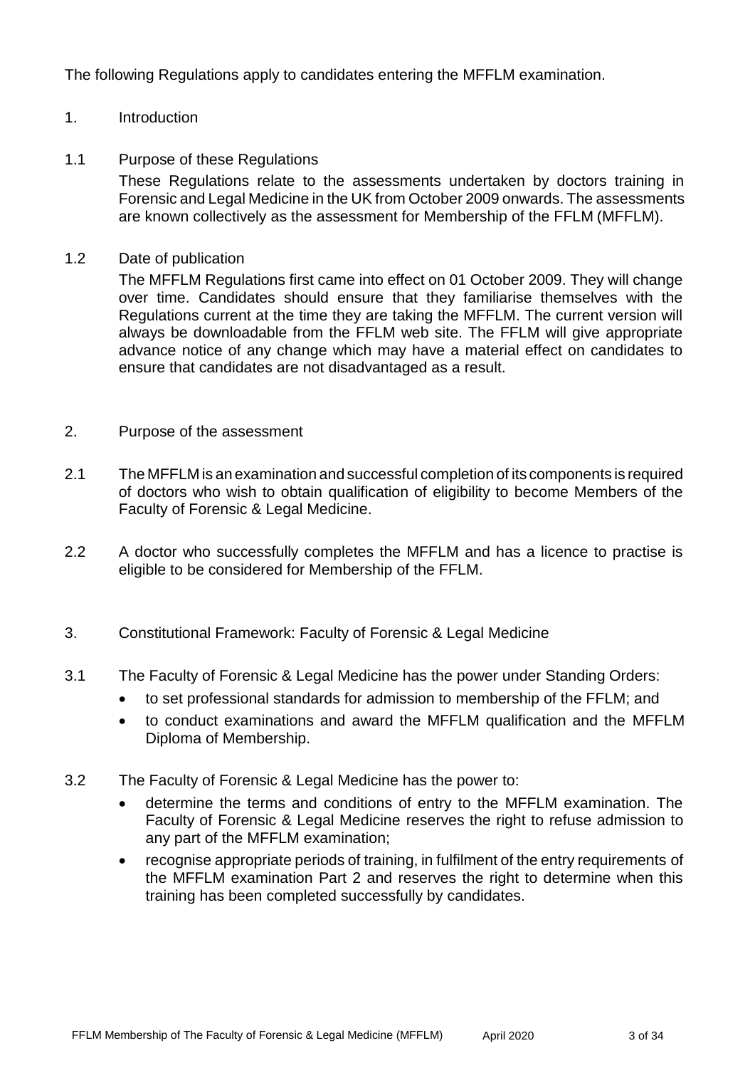The following Regulations apply to candidates entering the MFFLM examination.

## 1. Introduction

### 1.1 Purpose of these Regulations

These Regulations relate to the assessments undertaken by doctors training in Forensic and Legal Medicine in the UK from October 2009 onwards. The assessments are known collectively as the assessment for Membership of the FFLM (MFFLM).

### 1.2 Date of publication

The MFFLM Regulations first came into effect on 01 October 2009. They will change over time. Candidates should ensure that they familiarise themselves with the Regulations current at the time they are taking the MFFLM. The current version will always be downloadable from the FFLM web site. The FFLM will give appropriate advance notice of any change which may have a material effect on candidates to ensure that candidates are not disadvantaged as a result.

## 2. Purpose of the assessment

2.1 The MFFLM is an examination and successful completion of its components is required of doctors who wish to obtain qualification of eligibility to become Members of the Faculty of Forensic & Legal Medicine.

2.2 A doctor who successfully completes the MFFLM and has a licence to practise is eligible to be considered for Membership of the FFLM.

## 3. Constitutional Framework: Faculty of Forensic & Legal Medicine

3.1 The Faculty of Forensic & Legal Medicine has the power under Standing Orders:

- to set professional standards for admission to membership of the FFLM; and
- to conduct examinations and award the MFFLM qualification and the MFFLM Diploma of Membership.

3.2 The Faculty of Forensic & Legal Medicine has the power to:

- determine the terms and conditions of entry to the MFFLM examination. The Faculty of Forensic & Legal Medicine reserves the right to refuse admission to any part of the MFFLM examination;
- recognise appropriate periods of training, in fulfilment of the entry requirements of the MFFLM examination Part 2 and reserves the right to determine when this training has been completed successfully by candidates.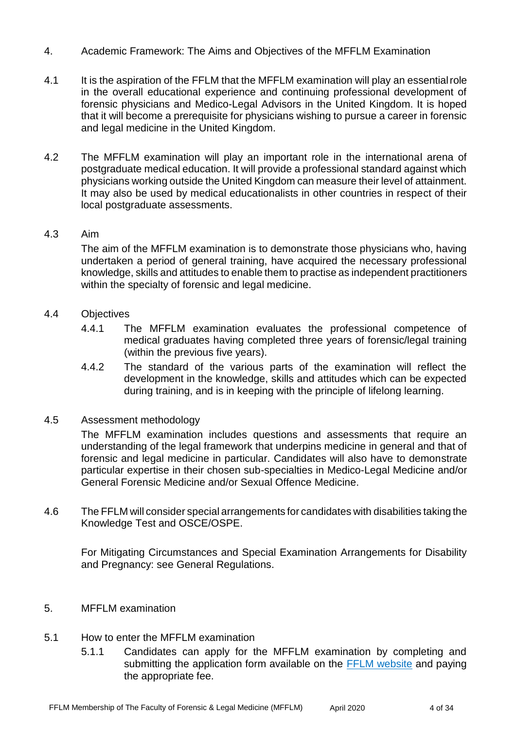## 4. Academic Framework: The Aims and Objectives of the MFFLM Examination

4.1 It is the aspiration of the FFLM that the MFFLM examination will play an essential role in the overall educational experience and continuing professional development of forensic physicians and Medico-Legal Advisors in the United Kingdom. It is hoped that it will become a prerequisite for physicians wishing to pursue a career in forensic and legal medicine in the United Kingdom.

4.2 The MFFLM examination will play an important role in the international arena of postgraduate medical education. It will provide a professional standard against which physicians working outside the United Kingdom can measure their level of attainment. It may also be used by medical educationalists in other countries in respect of their local postgraduate assessments.

4.3 Aim

The aim of the MFFLM examination is to demonstrate those physicians who, having undertaken a period of general training, have acquired the necessary professional knowledge, skills and attitudes to enable them to practise as independent practitioners within the specialty of forensic and legal medicine.

4.4 Objectives

4.4.1 The MFFLM examination evaluates the professional competence of medical graduates having completed three years of forensic/legal training (within the previous five years).

4.4.2 The standard of the various parts of the examination will reflect the development in the knowledge, skills and attitudes which can be expected during training, and is in keeping with the principle of lifelong learning.

4.5 Assessment methodology

The MFFLM examination includes questions and assessments that require an understanding of the legal framework that underpins medicine in general and that of forensic and legal medicine in particular. Candidates will also have to demonstrate particular expertise in their chosen sub-specialties in Medico-Legal Medicine and/or General Forensic Medicine and/or Sexual Offence Medicine.

4.6 The FFLM will consider special arrangements for candidates with disabilities taking the Knowledge Test and OSCE/OSPE.

For Mitigating Circumstances and Special Examination Arrangements for Disability and Pregnancy: see General Regulations.

## 5. MFFLM examination

5.1 How to enter the MFFLM examination

5.1.1 Candidates can apply for the MFFLM examination by completing and submitting the application form available on the [FFLM website]() and paying the appropriate fee.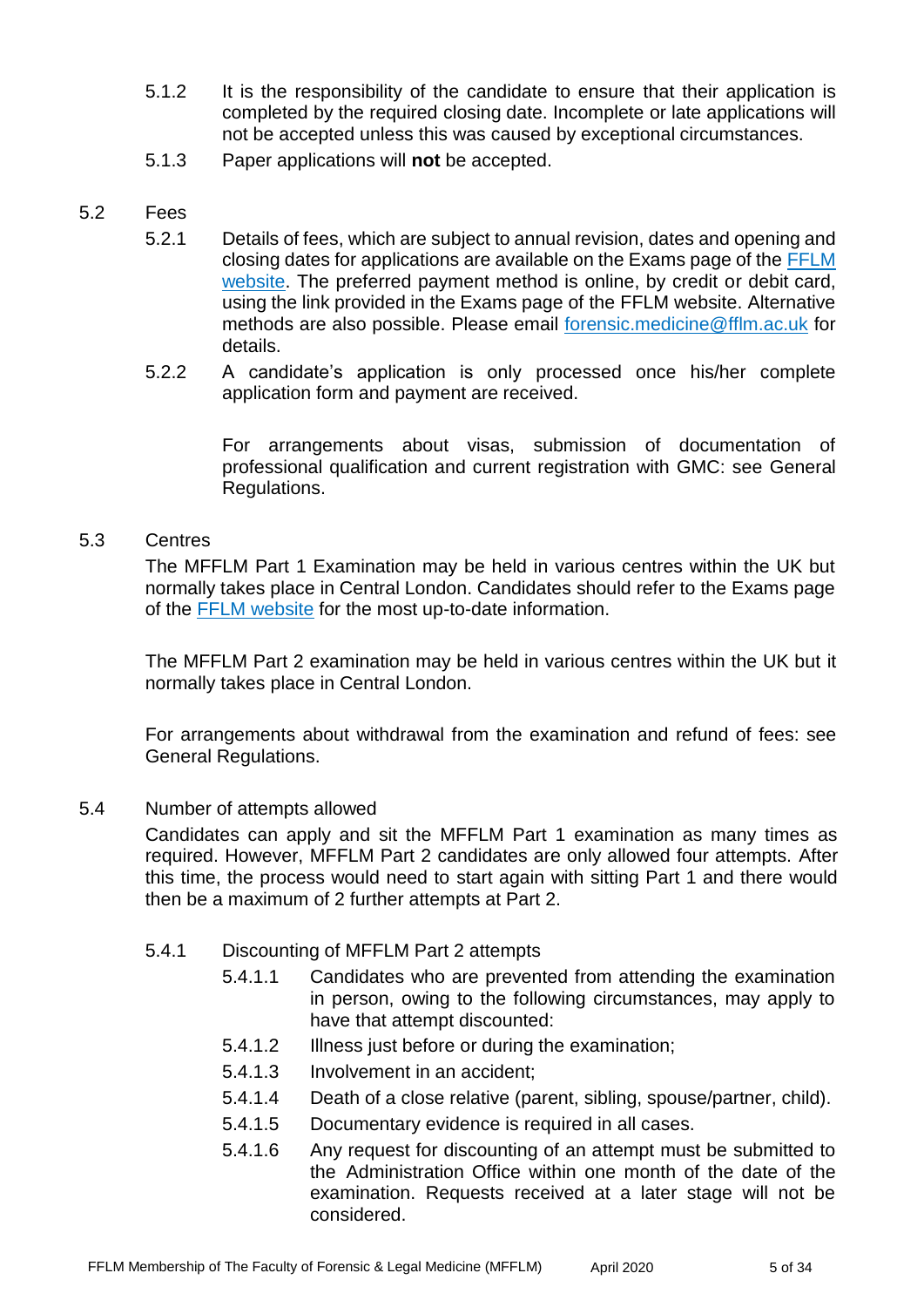5.1.2 It is the responsibility of the candidate to ensure that their application is completed by the required closing date. Incomplete or late applications will not be accepted unless this was caused by exceptional circumstances.

5.1.3 Paper applications will **not** be accepted.

5.2 Fees

5.2.1 Details of fees, which are subject to annual revision, dates and opening and closing dates for applications are available on the Exams page of the [FFLM website](). The preferred payment method is online, by credit or debit card, using the link provided in the Exams page of the FFLM website. Alternative methods are also possible. Please email [forensic.medicine@fflm.ac.uk]() for details.

5.2.2 A candidate's application is only processed once his/her complete application form and payment are received.

For arrangements about visas, submission of documentation of professional qualification and current registration with GMC: see General Regulations.

5.3 Centres

The MFFLM Part 1 Examination may be held in various centres within the UK but normally takes place in Central London. Candidates should refer to the Exams page of the [FFLM website]() for the most up-to-date information.

The MFFLM Part 2 examination may be held in various centres within the UK but it normally takes place in Central London.

For arrangements about withdrawal from the examination and refund of fees: see General Regulations.

5.4 Number of attempts allowed

Candidates can apply and sit the MFFLM Part 1 examination as many times as required. However, MFFLM Part 2 candidates are only allowed four attempts. After this time, the process would need to start again with sitting Part 1 and there would then be a maximum of 2 further attempts at Part 2.

5.4.1 Discounting of MFFLM Part 2 attempts

5.4.1.1 Candidates who are prevented from attending the examination in person, owing to the following circumstances, may apply to have that attempt discounted:

5.4.1.2 Illness just before or during the examination;

5.4.1.3 Involvement in an accident;

5.4.1.4 Death of a close relative (parent, sibling, spouse/partner, child).

5.4.1.5 Documentary evidence is required in all cases.

5.4.1.6 Any request for discounting of an attempt must be submitted to the Administration Office within one month of the date of the examination. Requests received at a later stage will not be considered.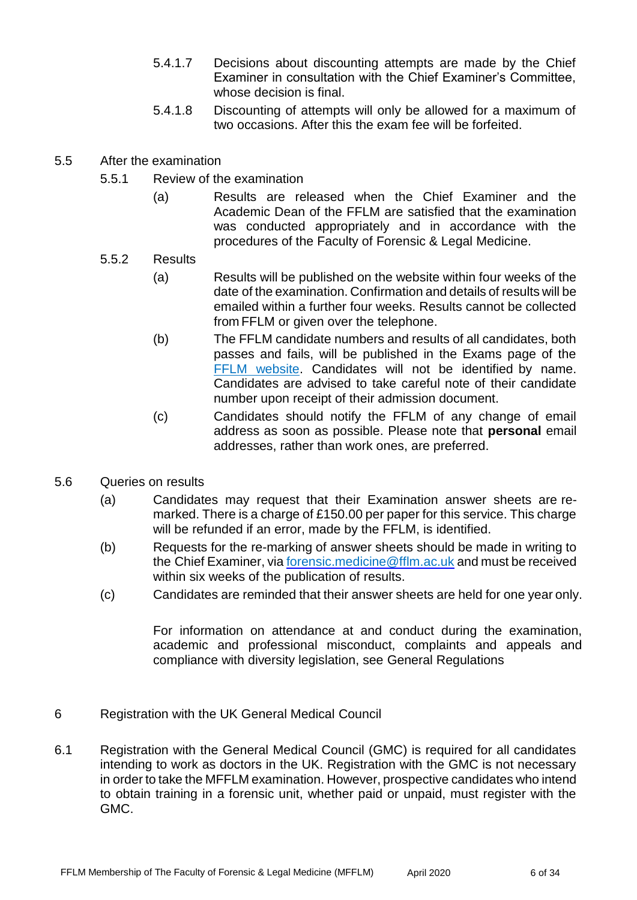5.4.1.7 Decisions about discounting attempts are made by the Chief Examiner in consultation with the Chief Examiner's Committee, whose decision is final.

5.4.1.8 Discounting of attempts will only be allowed for a maximum of two occasions. After this the exam fee will be forfeited.

## 5.5 After the examination

### 5.5.1 Review of the examination

(a) Results are released when the Chief Examiner and the Academic Dean of the FFLM are satisfied that the examination was conducted appropriately and in accordance with the procedures of the Faculty of Forensic & Legal Medicine.

### 5.5.2 Results

(a) Results will be published on the website within four weeks of the date of the examination. Confirmation and details of results will be emailed within a further four weeks. Results cannot be collected from FFLM or given over the telephone.

(b) The FFLM candidate numbers and results of all candidates, both passes and fails, will be published in the Exams page of the FFLM website. Candidates will not be identified by name. Candidates are advised to take careful note of their candidate number upon receipt of their admission document.

(c) Candidates should notify the FFLM of any change of email address as soon as possible. Please note that **personal** email addresses, rather than work ones, are preferred.

## 5.6 Queries on results

(a) Candidates may request that their Examination answer sheets are re-marked. There is a charge of £150.00 per paper for this service. This charge will be refunded if an error, made by the FFLM, is identified.

(b) Requests for the re-marking of answer sheets should be made in writing to the Chief Examiner, via forensic.medicine@fflm.ac.uk and must be received within six weeks of the publication of results.

(c) Candidates are reminded that their answer sheets are held for one year only.

For information on attendance at and conduct during the examination, academic and professional misconduct, complaints and appeals and compliance with diversity legislation, see General Regulations

# 6 Registration with the UK General Medical Council

6.1 Registration with the General Medical Council (GMC) is required for all candidates intending to work as doctors in the UK. Registration with the GMC is not necessary in order to take the MFFLM examination. However, prospective candidates who intend to obtain training in a forensic unit, whether paid or unpaid, must register with the GMC.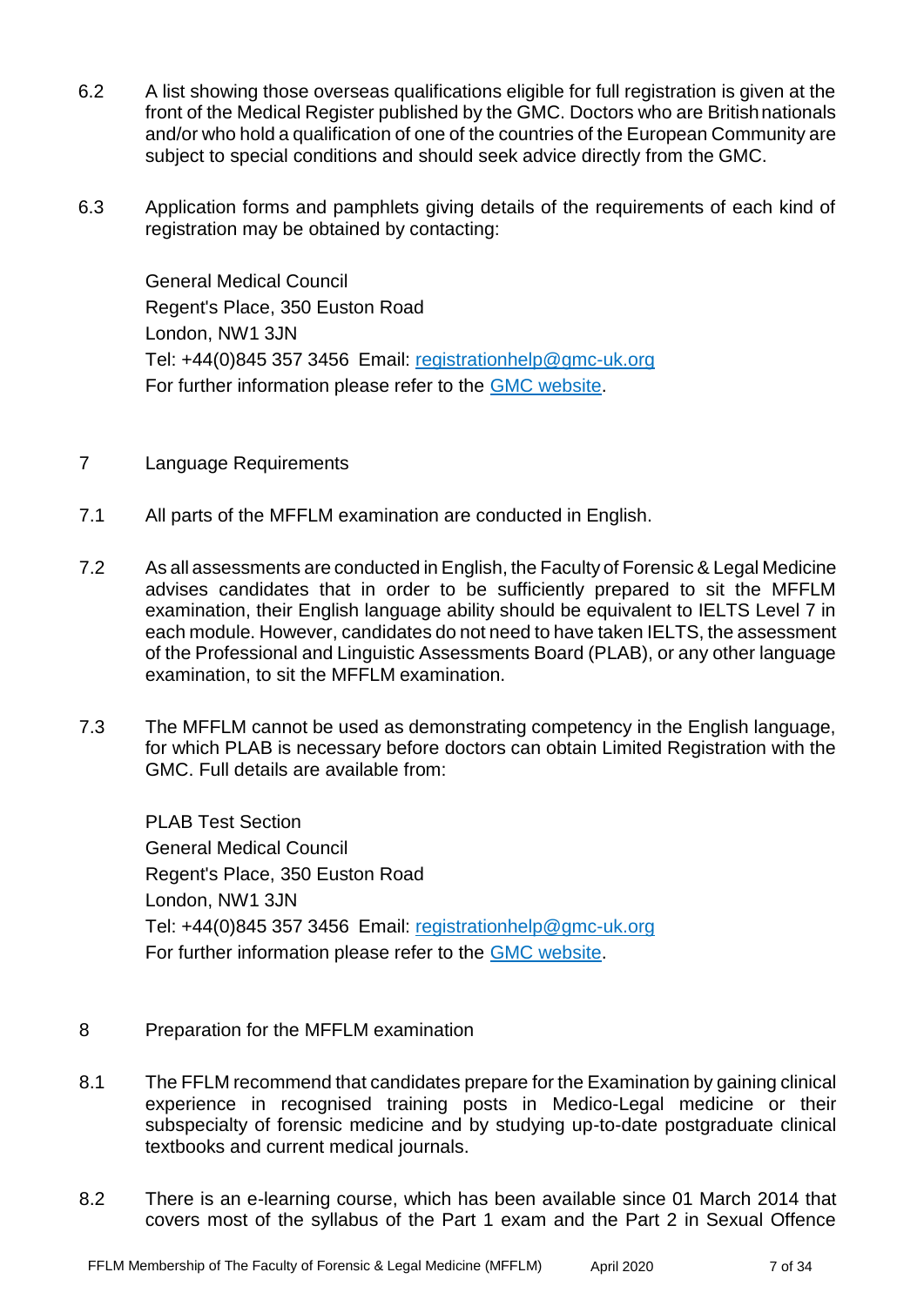6.2 A list showing those overseas qualifications eligible for full registration is given at the front of the Medical Register published by the GMC. Doctors who are British nationals and/or who hold a qualification of one of the countries of the European Community are subject to special conditions and should seek advice directly from the GMC.

6.3 Application forms and pamphlets giving details of the requirements of each kind of registration may be obtained by contacting:

General Medical Council
Regent's Place, 350 Euston Road
London, NW1 3JN
Tel: +44(0)845 357 3456 Email: registrationhelp@gmc-uk.org
For further information please refer to the GMC website.

## 7 Language Requirements

7.1 All parts of the MFFLM examination are conducted in English.

7.2 As all assessments are conducted in English, the Faculty of Forensic & Legal Medicine advises candidates that in order to be sufficiently prepared to sit the MFFLM examination, their English language ability should be equivalent to IELTS Level 7 in each module. However, candidates do not need to have taken IELTS, the assessment of the Professional and Linguistic Assessments Board (PLAB), or any other language examination, to sit the MFFLM examination.

7.3 The MFFLM cannot be used as demonstrating competency in the English language, for which PLAB is necessary before doctors can obtain Limited Registration with the GMC. Full details are available from:

PLAB Test Section
General Medical Council
Regent's Place, 350 Euston Road
London, NW1 3JN
Tel: +44(0)845 357 3456 Email: registrationhelp@gmc-uk.org
For further information please refer to the GMC website.

## 8 Preparation for the MFFLM examination

8.1 The FFLM recommend that candidates prepare for the Examination by gaining clinical experience in recognised training posts in Medico-Legal medicine or their subspecialty of forensic medicine and by studying up-to-date postgraduate clinical textbooks and current medical journals.

8.2 There is an e-learning course, which has been available since 01 March 2014 that covers most of the syllabus of the Part 1 exam and the Part 2 in Sexual Offence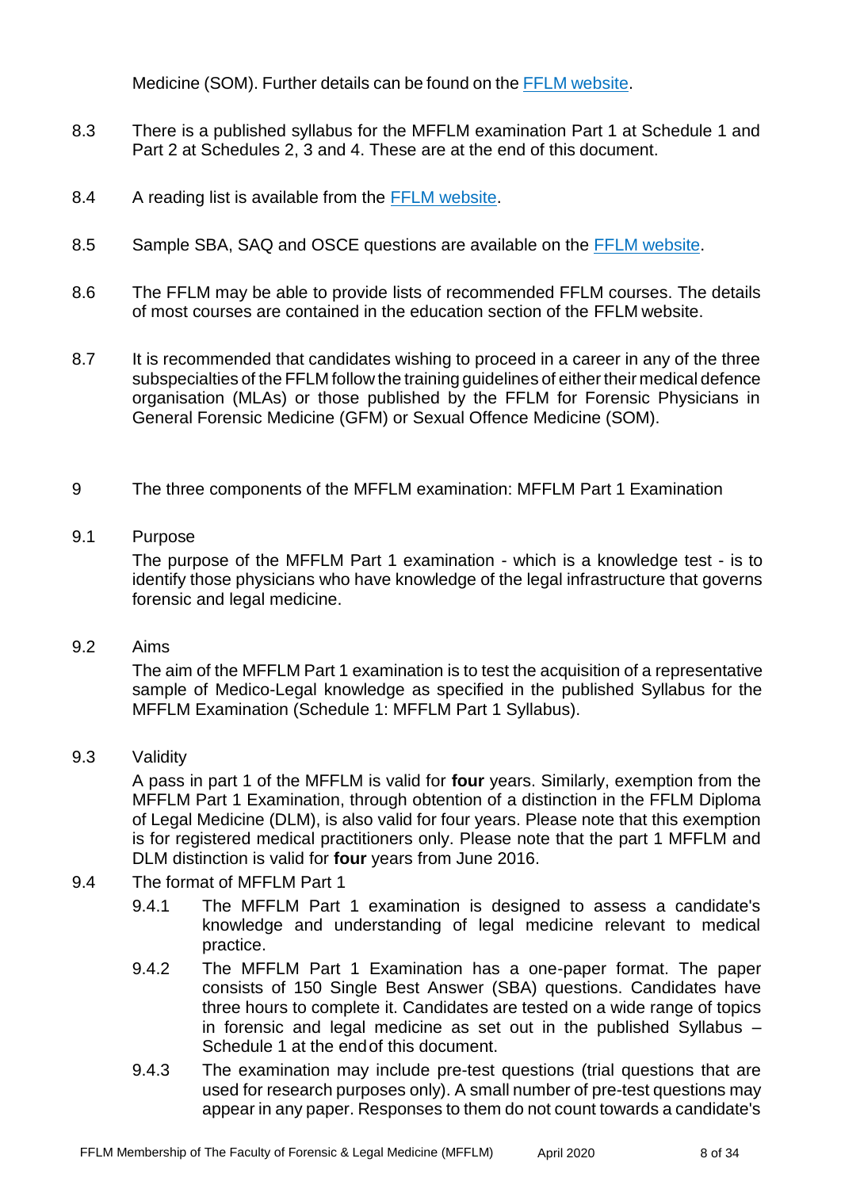Medicine (SOM). Further details can be found on the [FFLM website](FFLM website).

8.3 There is a published syllabus for the MFFLM examination Part 1 at Schedule 1 and Part 2 at Schedules 2, 3 and 4. These are at the end of this document.

8.4 A reading list is available from the FFLM website.

8.5 Sample SBA, SAQ and OSCE questions are available on the FFLM website.

8.6 The FFLM may be able to provide lists of recommended FFLM courses. The details of most courses are contained in the education section of the FFLM website.

8.7 It is recommended that candidates wishing to proceed in a career in any of the three subspecialties of the FFLM follow the training guidelines of either their medical defence organisation (MLAs) or those published by the FFLM for Forensic Physicians in General Forensic Medicine (GFM) or Sexual Offence Medicine (SOM).

## 9 The three components of the MFFLM examination: MFFLM Part 1 Examination

### 9.1 Purpose

The purpose of the MFFLM Part 1 examination - which is a knowledge test - is to identify those physicians who have knowledge of the legal infrastructure that governs forensic and legal medicine.

### 9.2 Aims

The aim of the MFFLM Part 1 examination is to test the acquisition of a representative sample of Medico-Legal knowledge as specified in the published Syllabus for the MFFLM Examination (Schedule 1: MFFLM Part 1 Syllabus).

### 9.3 Validity

A pass in part 1 of the MFFLM is valid for **four** years. Similarly, exemption from the MFFLM Part 1 Examination, through obtention of a distinction in the FFLM Diploma of Legal Medicine (DLM), is also valid for four years. Please note that this exemption is for registered medical practitioners only. Please note that the part 1 MFFLM and DLM distinction is valid for **four** years from June 2016.

### 9.4 The format of MFFLM Part 1

9.4.1 The MFFLM Part 1 examination is designed to assess a candidate's knowledge and understanding of legal medicine relevant to medical practice.

9.4.2 The MFFLM Part 1 Examination has a one-paper format. The paper consists of 150 Single Best Answer (SBA) questions. Candidates have three hours to complete it. Candidates are tested on a wide range of topics in forensic and legal medicine as set out in the published Syllabus – Schedule 1 at the end of this document.

9.4.3 The examination may include pre-test questions (trial questions that are used for research purposes only). A small number of pre-test questions may appear in any paper. Responses to them do not count towards a candidate's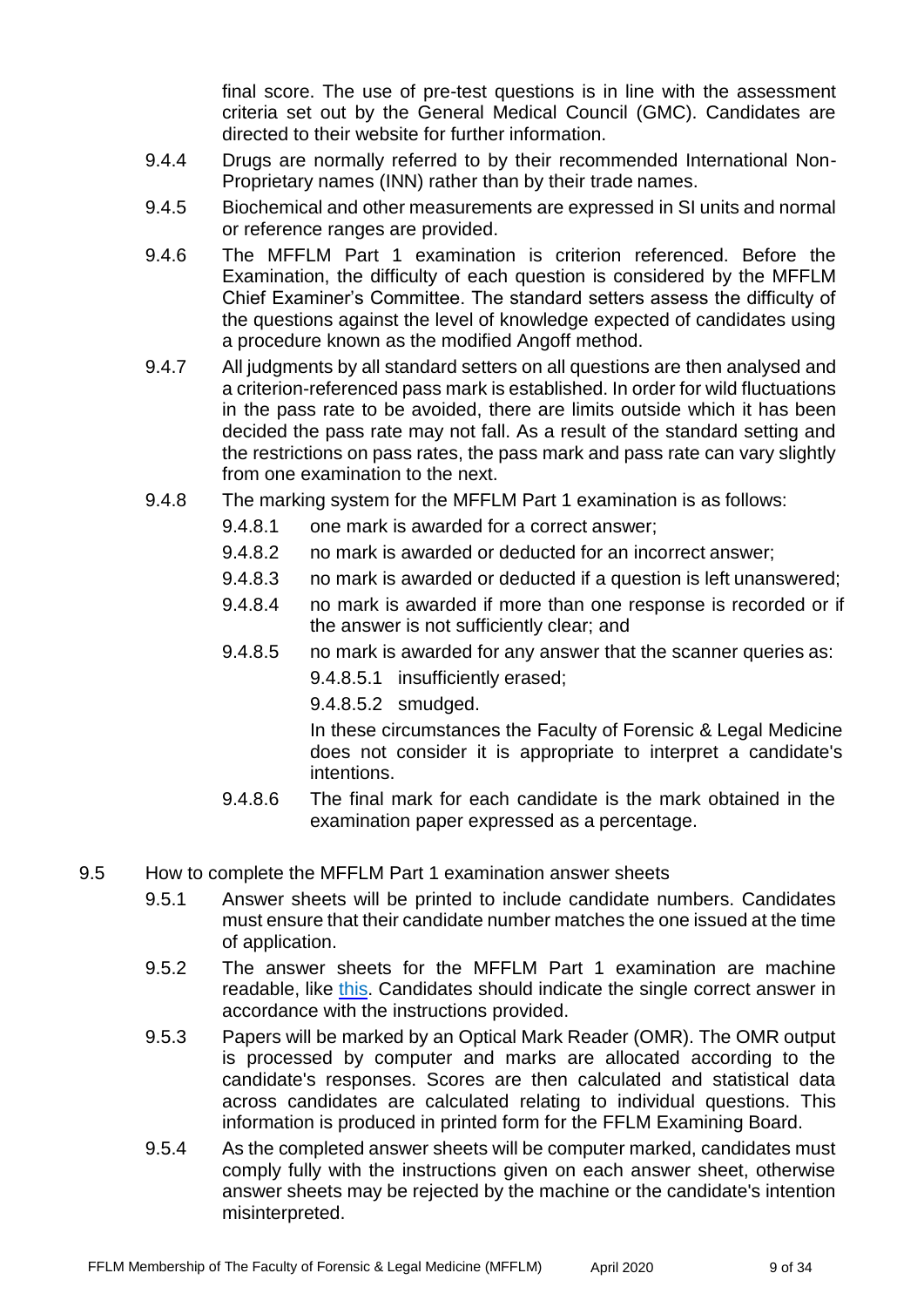final score. The use of pre-test questions is in line with the assessment criteria set out by the General Medical Council (GMC). Candidates are directed to their website for further information.

9.4.4 Drugs are normally referred to by their recommended International Non-Proprietary names (INN) rather than by their trade names.

9.4.5 Biochemical and other measurements are expressed in SI units and normal or reference ranges are provided.

9.4.6 The MFFLM Part 1 examination is criterion referenced. Before the Examination, the difficulty of each question is considered by the MFFLM Chief Examiner's Committee. The standard setters assess the difficulty of the questions against the level of knowledge expected of candidates using a procedure known as the modified Angoff method.

9.4.7 All judgments by all standard setters on all questions are then analysed and a criterion-referenced pass mark is established. In order for wild fluctuations in the pass rate to be avoided, there are limits outside which it has been decided the pass rate may not fall. As a result of the standard setting and the restrictions on pass rates, the pass mark and pass rate can vary slightly from one examination to the next.

9.4.8 The marking system for the MFFLM Part 1 examination is as follows:

- 9.4.8.1 one mark is awarded for a correct answer;
- 9.4.8.2 no mark is awarded or deducted for an incorrect answer;
- 9.4.8.3 no mark is awarded or deducted if a question is left unanswered;
- 9.4.8.4 no mark is awarded if more than one response is recorded or if the answer is not sufficiently clear; and
- 9.4.8.5 no mark is awarded for any answer that the scanner queries as:
  - 9.4.8.5.1 insufficiently erased;
  - 9.4.8.5.2 smudged.

  In these circumstances the Faculty of Forensic & Legal Medicine does not consider it is appropriate to interpret a candidate's intentions.
- 9.4.8.6 The final mark for each candidate is the mark obtained in the examination paper expressed as a percentage.

## 9.5 How to complete the MFFLM Part 1 examination answer sheets

9.5.1 Answer sheets will be printed to include candidate numbers. Candidates must ensure that their candidate number matches the one issued at the time of application.

9.5.2 The answer sheets for the MFFLM Part 1 examination are machine readable, like this. Candidates should indicate the single correct answer in accordance with the instructions provided.

9.5.3 Papers will be marked by an Optical Mark Reader (OMR). The OMR output is processed by computer and marks are allocated according to the candidate's responses. Scores are then calculated and statistical data across candidates are calculated relating to individual questions. This information is produced in printed form for the FFLM Examining Board.

9.5.4 As the completed answer sheets will be computer marked, candidates must comply fully with the instructions given on each answer sheet, otherwise answer sheets may be rejected by the machine or the candidate's intention misinterpreted.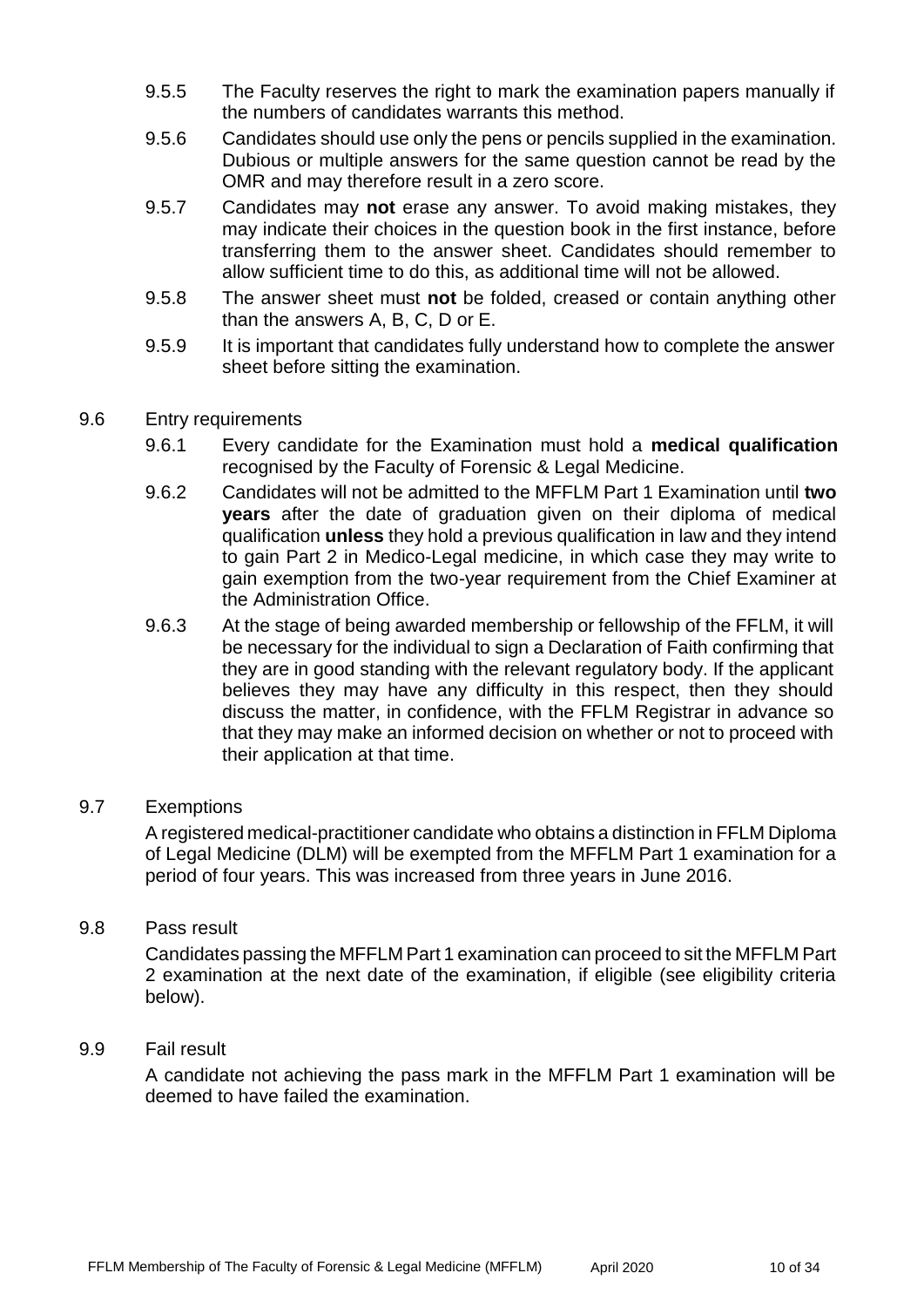9.5.5 The Faculty reserves the right to mark the examination papers manually if the numbers of candidates warrants this method.

9.5.6 Candidates should use only the pens or pencils supplied in the examination. Dubious or multiple answers for the same question cannot be read by the OMR and may therefore result in a zero score.

9.5.7 Candidates may **not** erase any answer. To avoid making mistakes, they may indicate their choices in the question book in the first instance, before transferring them to the answer sheet. Candidates should remember to allow sufficient time to do this, as additional time will not be allowed.

9.5.8 The answer sheet must **not** be folded, creased or contain anything other than the answers A, B, C, D or E.

9.5.9 It is important that candidates fully understand how to complete the answer sheet before sitting the examination.

9.6 Entry requirements

9.6.1 Every candidate for the Examination must hold a **medical qualification** recognised by the Faculty of Forensic & Legal Medicine.

9.6.2 Candidates will not be admitted to the MFFLM Part 1 Examination until **two years** after the date of graduation given on their diploma of medical qualification **unless** they hold a previous qualification in law and they intend to gain Part 2 in Medico-Legal medicine, in which case they may write to gain exemption from the two-year requirement from the Chief Examiner at the Administration Office.

9.6.3 At the stage of being awarded membership or fellowship of the FFLM, it will be necessary for the individual to sign a Declaration of Faith confirming that they are in good standing with the relevant regulatory body. If the applicant believes they may have any difficulty in this respect, then they should discuss the matter, in confidence, with the FFLM Registrar in advance so that they may make an informed decision on whether or not to proceed with their application at that time.

9.7 Exemptions

A registered medical-practitioner candidate who obtains a distinction in FFLM Diploma of Legal Medicine (DLM) will be exempted from the MFFLM Part 1 examination for a period of four years. This was increased from three years in June 2016.

9.8 Pass result

Candidates passing the MFFLM Part 1 examination can proceed to sit the MFFLM Part 2 examination at the next date of the examination, if eligible (see eligibility criteria below).

9.9 Fail result

A candidate not achieving the pass mark in the MFFLM Part 1 examination will be deemed to have failed the examination.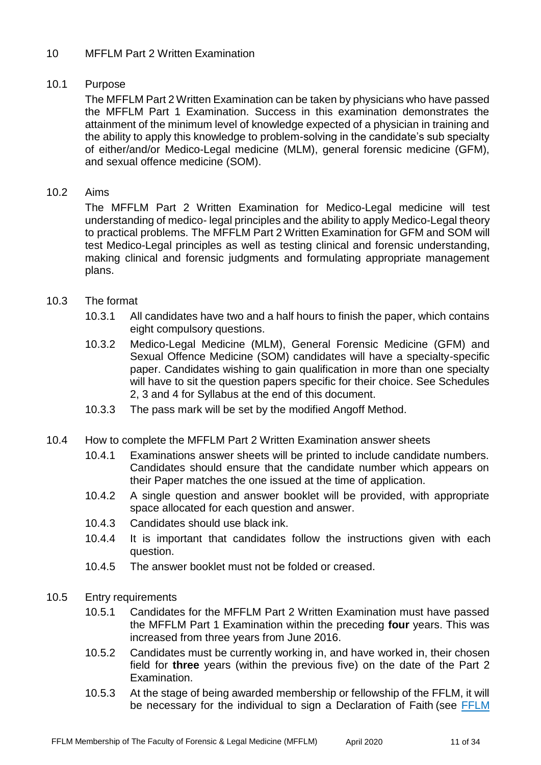## 10 MFFLM Part 2 Written Examination

### 10.1 Purpose

The MFFLM Part 2 Written Examination can be taken by physicians who have passed the MFFLM Part 1 Examination. Success in this examination demonstrates the attainment of the minimum level of knowledge expected of a physician in training and the ability to apply this knowledge to problem-solving in the candidate's sub specialty of either/and/or Medico-Legal medicine (MLM), general forensic medicine (GFM), and sexual offence medicine (SOM).

### 10.2 Aims

The MFFLM Part 2 Written Examination for Medico-Legal medicine will test understanding of medico- legal principles and the ability to apply Medico-Legal theory to practical problems. The MFFLM Part 2 Written Examination for GFM and SOM will test Medico-Legal principles as well as testing clinical and forensic understanding, making clinical and forensic judgments and formulating appropriate management plans.

### 10.3 The format

10.3.1 All candidates have two and a half hours to finish the paper, which contains eight compulsory questions.

10.3.2 Medico-Legal Medicine (MLM), General Forensic Medicine (GFM) and Sexual Offence Medicine (SOM) candidates will have a specialty-specific paper. Candidates wishing to gain qualification in more than one specialty will have to sit the question papers specific for their choice. See Schedules 2, 3 and 4 for Syllabus at the end of this document.

10.3.3 The pass mark will be set by the modified Angoff Method.

### 10.4 How to complete the MFFLM Part 2 Written Examination answer sheets

10.4.1 Examinations answer sheets will be printed to include candidate numbers. Candidates should ensure that the candidate number which appears on their Paper matches the one issued at the time of application.

10.4.2 A single question and answer booklet will be provided, with appropriate space allocated for each question and answer.

10.4.3 Candidates should use black ink.

10.4.4 It is important that candidates follow the instructions given with each question.

10.4.5 The answer booklet must not be folded or creased.

### 10.5 Entry requirements

10.5.1 Candidates for the MFFLM Part 2 Written Examination must have passed the MFFLM Part 1 Examination within the preceding **four** years. This was increased from three years from June 2016.

10.5.2 Candidates must be currently working in, and have worked in, their chosen field for **three** years (within the previous five) on the date of the Part 2 Examination.

10.5.3 At the stage of being awarded membership or fellowship of the FFLM, it will be necessary for the individual to sign a Declaration of Faith (see FFLM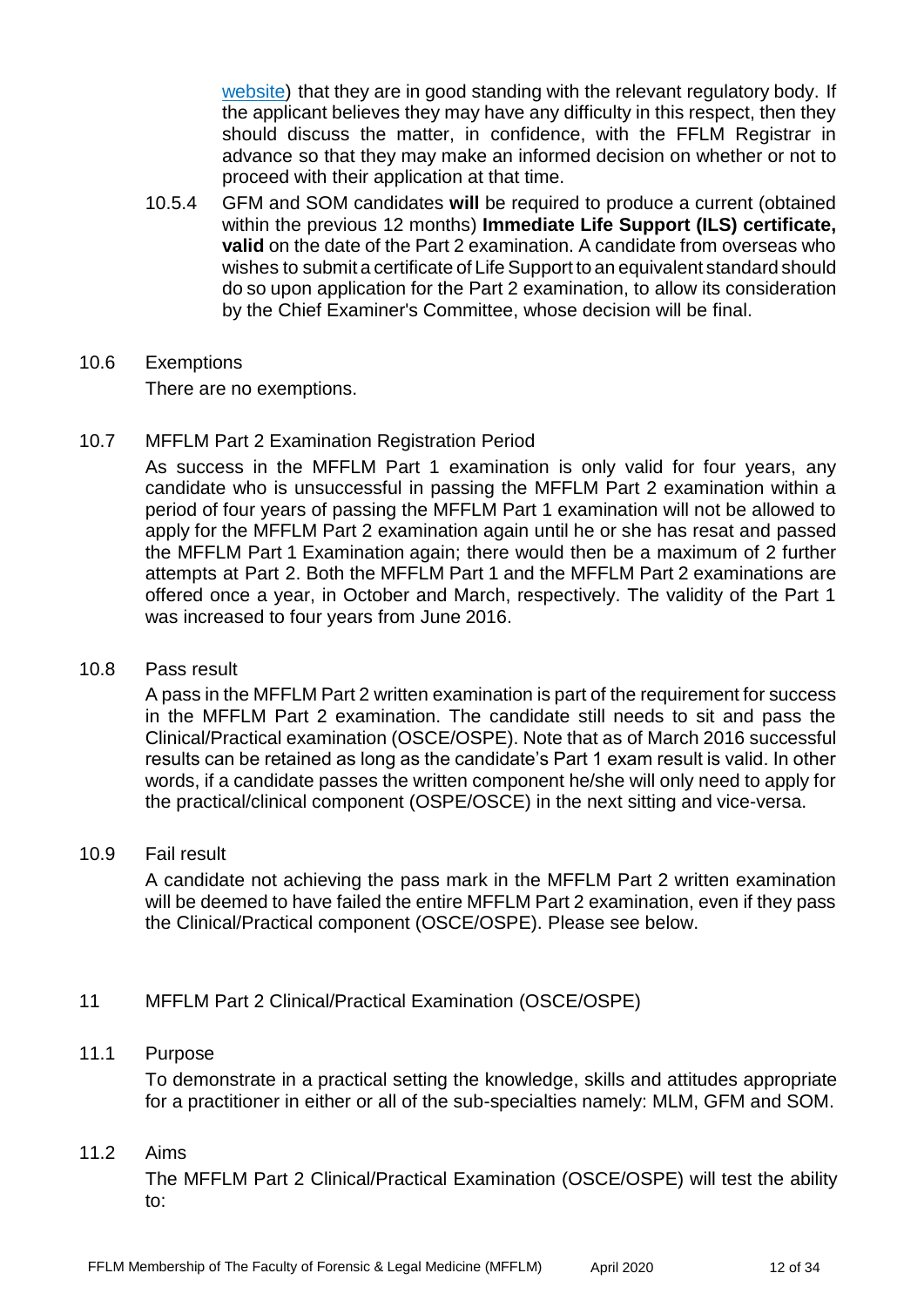website) that they are in good standing with the relevant regulatory body. If the applicant believes they may have any difficulty in this respect, then they should discuss the matter, in confidence, with the FFLM Registrar in advance so that they may make an informed decision on whether or not to proceed with their application at that time.

10.5.4 GFM and SOM candidates **will** be required to produce a current (obtained within the previous 12 months) **Immediate Life Support (ILS) certificate, valid** on the date of the Part 2 examination. A candidate from overseas who wishes to submit a certificate of Life Support to an equivalent standard should do so upon application for the Part 2 examination, to allow its consideration by the Chief Examiner's Committee, whose decision will be final.

10.6 Exemptions

There are no exemptions.

10.7 MFFLM Part 2 Examination Registration Period

As success in the MFFLM Part 1 examination is only valid for four years, any candidate who is unsuccessful in passing the MFFLM Part 2 examination within a period of four years of passing the MFFLM Part 1 examination will not be allowed to apply for the MFFLM Part 2 examination again until he or she has resat and passed the MFFLM Part 1 Examination again; there would then be a maximum of 2 further attempts at Part 2. Both the MFFLM Part 1 and the MFFLM Part 2 examinations are offered once a year, in October and March, respectively. The validity of the Part 1 was increased to four years from June 2016.

10.8 Pass result

A pass in the MFFLM Part 2 written examination is part of the requirement for success in the MFFLM Part 2 examination. The candidate still needs to sit and pass the Clinical/Practical examination (OSCE/OSPE). Note that as of March 2016 successful results can be retained as long as the candidate's Part 1 exam result is valid. In other words, if a candidate passes the written component he/she will only need to apply for the practical/clinical component (OSPE/OSCE) in the next sitting and vice-versa.

10.9 Fail result

A candidate not achieving the pass mark in the MFFLM Part 2 written examination will be deemed to have failed the entire MFFLM Part 2 examination, even if they pass the Clinical/Practical component (OSCE/OSPE). Please see below.

## 11 MFFLM Part 2 Clinical/Practical Examination (OSCE/OSPE)

11.1 Purpose

To demonstrate in a practical setting the knowledge, skills and attitudes appropriate for a practitioner in either or all of the sub-specialties namely: MLM, GFM and SOM.

11.2 Aims

The MFFLM Part 2 Clinical/Practical Examination (OSCE/OSPE) will test the ability to: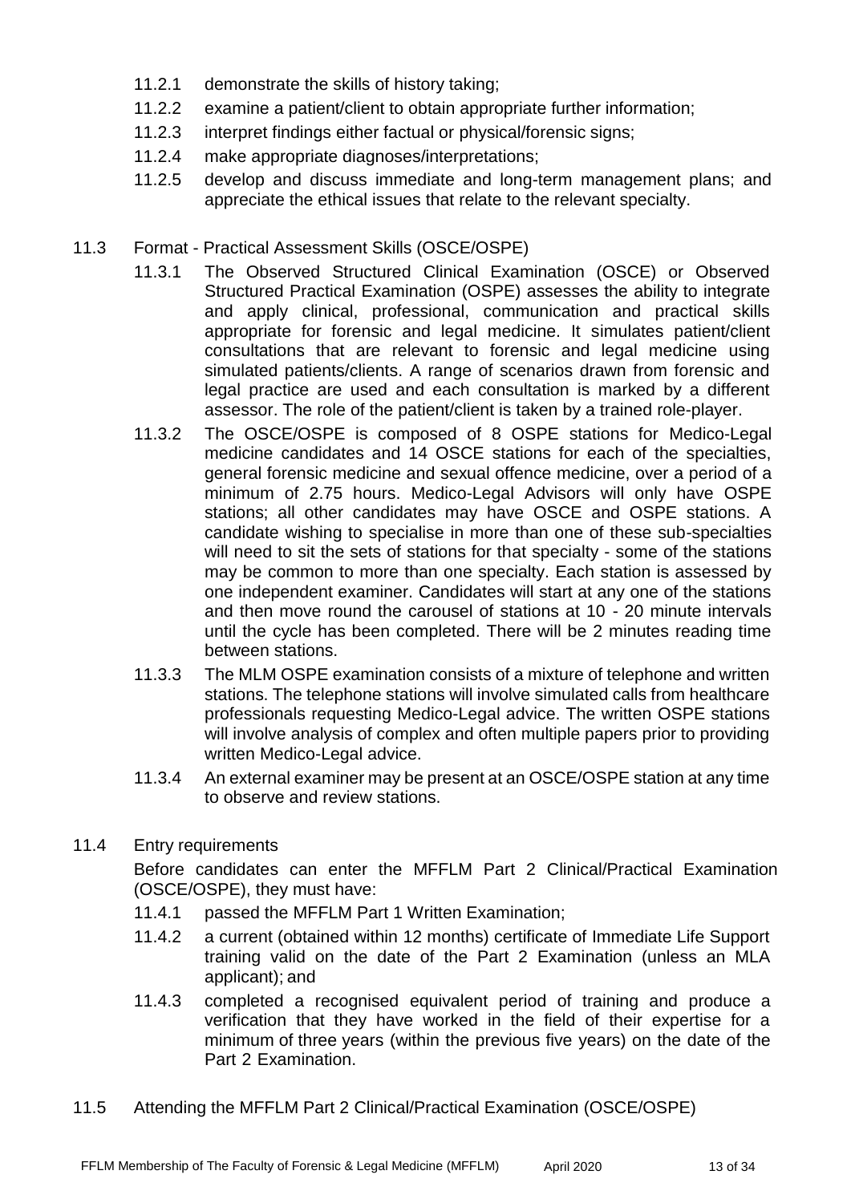11.2.1 demonstrate the skills of history taking;

11.2.2 examine a patient/client to obtain appropriate further information;

11.2.3 interpret findings either factual or physical/forensic signs;

11.2.4 make appropriate diagnoses/interpretations;

11.2.5 develop and discuss immediate and long-term management plans; and appreciate the ethical issues that relate to the relevant specialty.

11.3 Format - Practical Assessment Skills (OSCE/OSPE)

11.3.1 The Observed Structured Clinical Examination (OSCE) or Observed Structured Practical Examination (OSPE) assesses the ability to integrate and apply clinical, professional, communication and practical skills appropriate for forensic and legal medicine. It simulates patient/client consultations that are relevant to forensic and legal medicine using simulated patients/clients. A range of scenarios drawn from forensic and legal practice are used and each consultation is marked by a different assessor. The role of the patient/client is taken by a trained role-player.

11.3.2 The OSCE/OSPE is composed of 8 OSPE stations for Medico-Legal medicine candidates and 14 OSCE stations for each of the specialties, general forensic medicine and sexual offence medicine, over a period of a minimum of 2.75 hours. Medico-Legal Advisors will only have OSPE stations; all other candidates may have OSCE and OSPE stations. A candidate wishing to specialise in more than one of these sub-specialties will need to sit the sets of stations for that specialty - some of the stations may be common to more than one specialty. Each station is assessed by one independent examiner. Candidates will start at any one of the stations and then move round the carousel of stations at 10 - 20 minute intervals until the cycle has been completed. There will be 2 minutes reading time between stations.

11.3.3 The MLM OSPE examination consists of a mixture of telephone and written stations. The telephone stations will involve simulated calls from healthcare professionals requesting Medico-Legal advice. The written OSPE stations will involve analysis of complex and often multiple papers prior to providing written Medico-Legal advice.

11.3.4 An external examiner may be present at an OSCE/OSPE station at any time to observe and review stations.

11.4 Entry requirements

Before candidates can enter the MFFLM Part 2 Clinical/Practical Examination (OSCE/OSPE), they must have:

11.4.1 passed the MFFLM Part 1 Written Examination;

11.4.2 a current (obtained within 12 months) certificate of Immediate Life Support training valid on the date of the Part 2 Examination (unless an MLA applicant); and

11.4.3 completed a recognised equivalent period of training and produce a verification that they have worked in the field of their expertise for a minimum of three years (within the previous five years) on the date of the Part 2 Examination.

11.5 Attending the MFFLM Part 2 Clinical/Practical Examination (OSCE/OSPE)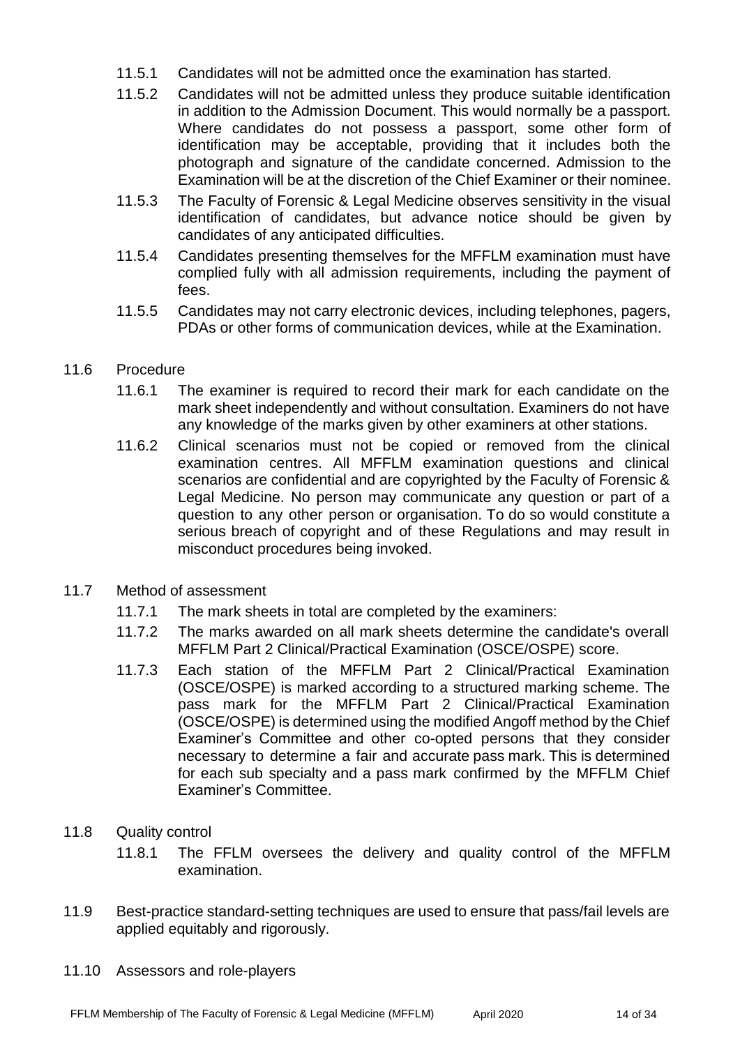11.5.1 Candidates will not be admitted once the examination has started.

11.5.2 Candidates will not be admitted unless they produce suitable identification in addition to the Admission Document. This would normally be a passport. Where candidates do not possess a passport, some other form of identification may be acceptable, providing that it includes both the photograph and signature of the candidate concerned. Admission to the Examination will be at the discretion of the Chief Examiner or their nominee.

11.5.3 The Faculty of Forensic & Legal Medicine observes sensitivity in the visual identification of candidates, but advance notice should be given by candidates of any anticipated difficulties.

11.5.4 Candidates presenting themselves for the MFFLM examination must have complied fully with all admission requirements, including the payment of fees.

11.5.5 Candidates may not carry electronic devices, including telephones, pagers, PDAs or other forms of communication devices, while at the Examination.

11.6 Procedure

11.6.1 The examiner is required to record their mark for each candidate on the mark sheet independently and without consultation. Examiners do not have any knowledge of the marks given by other examiners at other stations.

11.6.2 Clinical scenarios must not be copied or removed from the clinical examination centres. All MFFLM examination questions and clinical scenarios are confidential and are copyrighted by the Faculty of Forensic & Legal Medicine. No person may communicate any question or part of a question to any other person or organisation. To do so would constitute a serious breach of copyright and of these Regulations and may result in misconduct procedures being invoked.

11.7 Method of assessment

11.7.1 The mark sheets in total are completed by the examiners:

11.7.2 The marks awarded on all mark sheets determine the candidate's overall MFFLM Part 2 Clinical/Practical Examination (OSCE/OSPE) score.

11.7.3 Each station of the MFFLM Part 2 Clinical/Practical Examination (OSCE/OSPE) is marked according to a structured marking scheme. The pass mark for the MFFLM Part 2 Clinical/Practical Examination (OSCE/OSPE) is determined using the modified Angoff method by the Chief Examiner's Committee and other co-opted persons that they consider necessary to determine a fair and accurate pass mark. This is determined for each sub specialty and a pass mark confirmed by the MFFLM Chief Examiner's Committee.

11.8 Quality control

11.8.1 The FFLM oversees the delivery and quality control of the MFFLM examination.

11.9 Best-practice standard-setting techniques are used to ensure that pass/fail levels are applied equitably and rigorously.

11.10 Assessors and role-players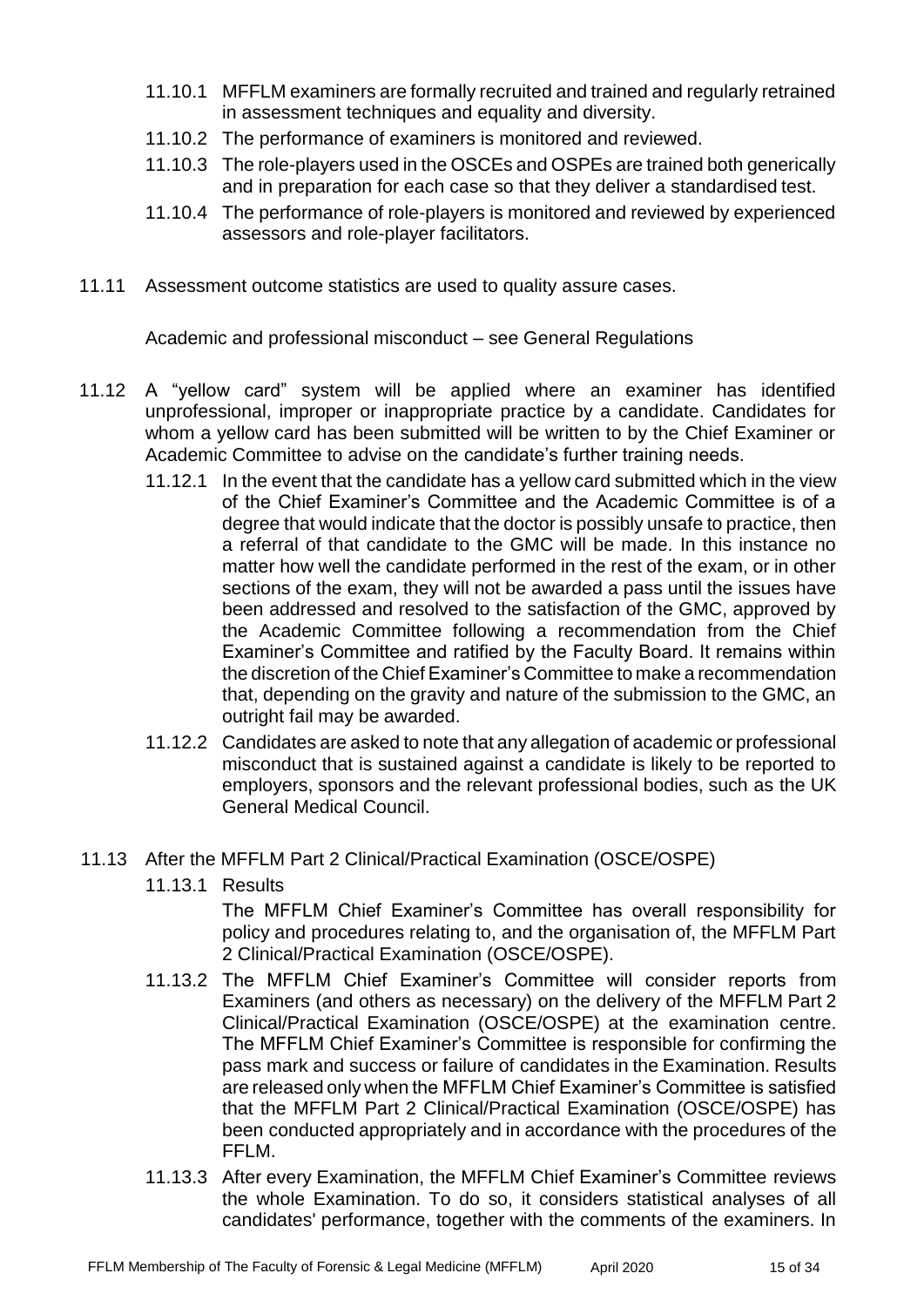11.10.1 MFFLM examiners are formally recruited and trained and regularly retrained in assessment techniques and equality and diversity.

11.10.2 The performance of examiners is monitored and reviewed.

11.10.3 The role-players used in the OSCEs and OSPEs are trained both generically and in preparation for each case so that they deliver a standardised test.

11.10.4 The performance of role-players is monitored and reviewed by experienced assessors and role-player facilitators.

11.11 Assessment outcome statistics are used to quality assure cases.

Academic and professional misconduct – see General Regulations

11.12 A "yellow card" system will be applied where an examiner has identified unprofessional, improper or inappropriate practice by a candidate. Candidates for whom a yellow card has been submitted will be written to by the Chief Examiner or Academic Committee to advise on the candidate's further training needs.

11.12.1 In the event that the candidate has a yellow card submitted which in the view of the Chief Examiner's Committee and the Academic Committee is of a degree that would indicate that the doctor is possibly unsafe to practice, then a referral of that candidate to the GMC will be made. In this instance no matter how well the candidate performed in the rest of the exam, or in other sections of the exam, they will not be awarded a pass until the issues have been addressed and resolved to the satisfaction of the GMC, approved by the Academic Committee following a recommendation from the Chief Examiner's Committee and ratified by the Faculty Board. It remains within the discretion of the Chief Examiner's Committee to make a recommendation that, depending on the gravity and nature of the submission to the GMC, an outright fail may be awarded.

11.12.2 Candidates are asked to note that any allegation of academic or professional misconduct that is sustained against a candidate is likely to be reported to employers, sponsors and the relevant professional bodies, such as the UK General Medical Council.

11.13 After the MFFLM Part 2 Clinical/Practical Examination (OSCE/OSPE)

11.13.1 Results

The MFFLM Chief Examiner's Committee has overall responsibility for policy and procedures relating to, and the organisation of, the MFFLM Part 2 Clinical/Practical Examination (OSCE/OSPE).

11.13.2 The MFFLM Chief Examiner's Committee will consider reports from Examiners (and others as necessary) on the delivery of the MFFLM Part 2 Clinical/Practical Examination (OSCE/OSPE) at the examination centre. The MFFLM Chief Examiner's Committee is responsible for confirming the pass mark and success or failure of candidates in the Examination. Results are released only when the MFFLM Chief Examiner's Committee is satisfied that the MFFLM Part 2 Clinical/Practical Examination (OSCE/OSPE) has been conducted appropriately and in accordance with the procedures of the FFLM.

11.13.3 After every Examination, the MFFLM Chief Examiner's Committee reviews the whole Examination. To do so, it considers statistical analyses of all candidates' performance, together with the comments of the examiners. In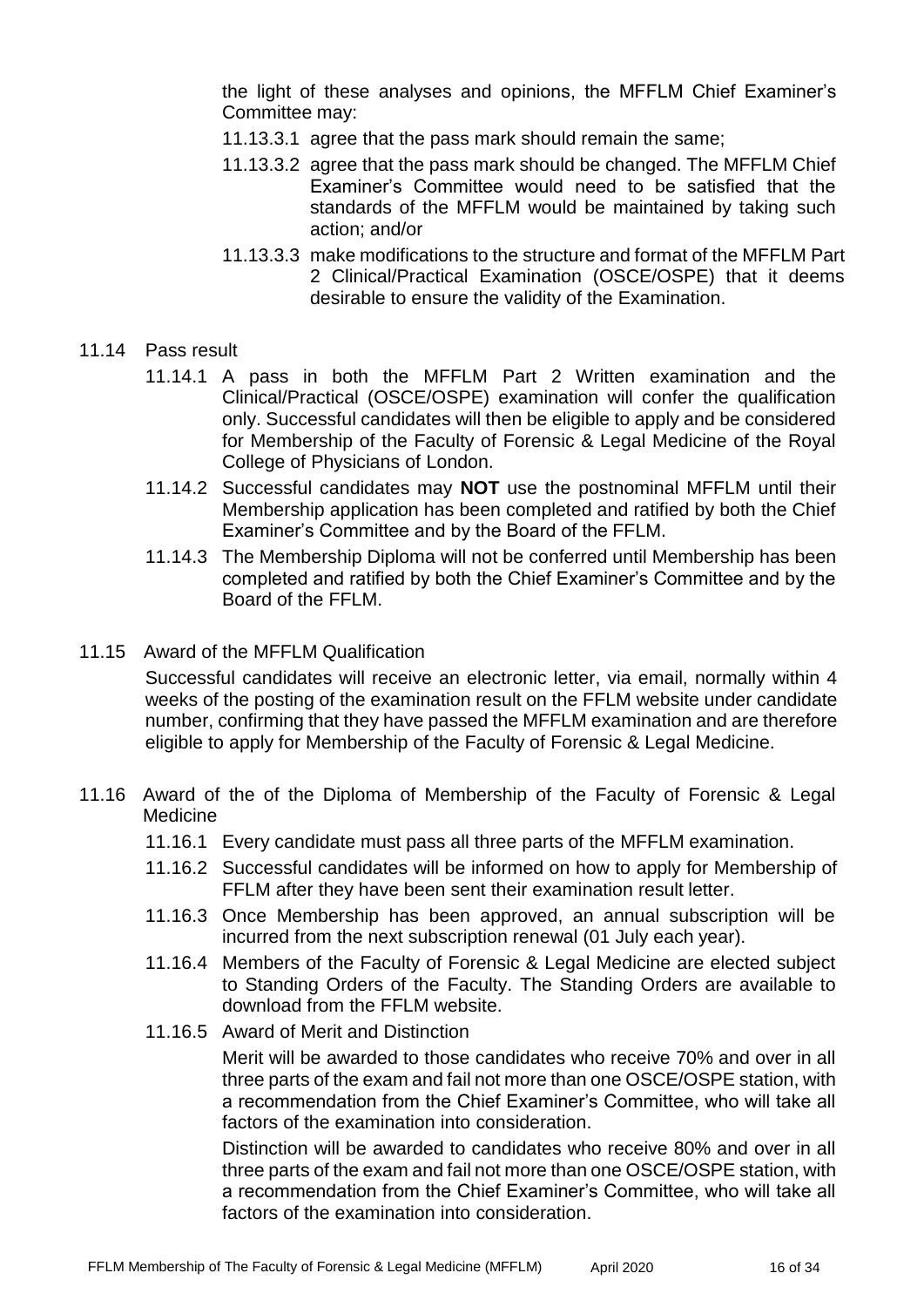the light of these analyses and opinions, the MFFLM Chief Examiner's Committee may:

11.13.3.1 agree that the pass mark should remain the same;

11.13.3.2 agree that the pass mark should be changed. The MFFLM Chief Examiner's Committee would need to be satisfied that the standards of the MFFLM would be maintained by taking such action; and/or

11.13.3.3 make modifications to the structure and format of the MFFLM Part 2 Clinical/Practical Examination (OSCE/OSPE) that it deems desirable to ensure the validity of the Examination.

11.14 Pass result

11.14.1 A pass in both the MFFLM Part 2 Written examination and the Clinical/Practical (OSCE/OSPE) examination will confer the qualification only. Successful candidates will then be eligible to apply and be considered for Membership of the Faculty of Forensic & Legal Medicine of the Royal College of Physicians of London.

11.14.2 Successful candidates may **NOT** use the postnominal MFFLM until their Membership application has been completed and ratified by both the Chief Examiner's Committee and by the Board of the FFLM.

11.14.3 The Membership Diploma will not be conferred until Membership has been completed and ratified by both the Chief Examiner's Committee and by the Board of the FFLM.

11.15 Award of the MFFLM Qualification

Successful candidates will receive an electronic letter, via email, normally within 4 weeks of the posting of the examination result on the FFLM website under candidate number, confirming that they have passed the MFFLM examination and are therefore eligible to apply for Membership of the Faculty of Forensic & Legal Medicine.

11.16 Award of the of the Diploma of Membership of the Faculty of Forensic & Legal Medicine

11.16.1 Every candidate must pass all three parts of the MFFLM examination.

11.16.2 Successful candidates will be informed on how to apply for Membership of FFLM after they have been sent their examination result letter.

11.16.3 Once Membership has been approved, an annual subscription will be incurred from the next subscription renewal (01 July each year).

11.16.4 Members of the Faculty of Forensic & Legal Medicine are elected subject to Standing Orders of the Faculty. The Standing Orders are available to download from the FFLM website.

11.16.5 Award of Merit and Distinction

Merit will be awarded to those candidates who receive 70% and over in all three parts of the exam and fail not more than one OSCE/OSPE station, with a recommendation from the Chief Examiner's Committee, who will take all factors of the examination into consideration.

Distinction will be awarded to candidates who receive 80% and over in all three parts of the exam and fail not more than one OSCE/OSPE station, with a recommendation from the Chief Examiner's Committee, who will take all factors of the examination into consideration.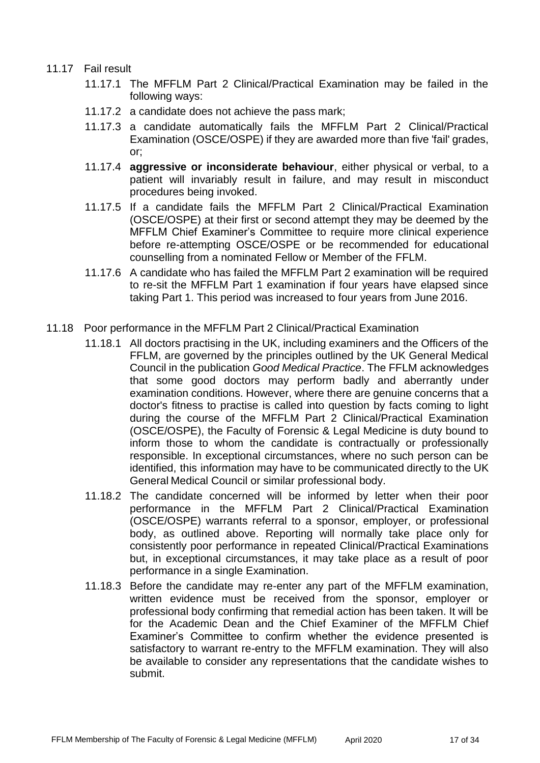11.17 Fail result

11.17.1 The MFFLM Part 2 Clinical/Practical Examination may be failed in the following ways:

11.17.2 a candidate does not achieve the pass mark;

11.17.3 a candidate automatically fails the MFFLM Part 2 Clinical/Practical Examination (OSCE/OSPE) if they are awarded more than five 'fail' grades, or;

11.17.4 **aggressive or inconsiderate behaviour**, either physical or verbal, to a patient will invariably result in failure, and may result in misconduct procedures being invoked.

11.17.5 If a candidate fails the MFFLM Part 2 Clinical/Practical Examination (OSCE/OSPE) at their first or second attempt they may be deemed by the MFFLM Chief Examiner's Committee to require more clinical experience before re-attempting OSCE/OSPE or be recommended for educational counselling from a nominated Fellow or Member of the FFLM.

11.17.6 A candidate who has failed the MFFLM Part 2 examination will be required to re-sit the MFFLM Part 1 examination if four years have elapsed since taking Part 1. This period was increased to four years from June 2016.

11.18 Poor performance in the MFFLM Part 2 Clinical/Practical Examination

11.18.1 All doctors practising in the UK, including examiners and the Officers of the FFLM, are governed by the principles outlined by the UK General Medical Council in the publication *Good Medical Practice*. The FFLM acknowledges that some good doctors may perform badly and aberrantly under examination conditions. However, where there are genuine concerns that a doctor's fitness to practise is called into question by facts coming to light during the course of the MFFLM Part 2 Clinical/Practical Examination (OSCE/OSPE), the Faculty of Forensic & Legal Medicine is duty bound to inform those to whom the candidate is contractually or professionally responsible. In exceptional circumstances, where no such person can be identified, this information may have to be communicated directly to the UK General Medical Council or similar professional body.

11.18.2 The candidate concerned will be informed by letter when their poor performance in the MFFLM Part 2 Clinical/Practical Examination (OSCE/OSPE) warrants referral to a sponsor, employer, or professional body, as outlined above. Reporting will normally take place only for consistently poor performance in repeated Clinical/Practical Examinations but, in exceptional circumstances, it may take place as a result of poor performance in a single Examination.

11.18.3 Before the candidate may re-enter any part of the MFFLM examination, written evidence must be received from the sponsor, employer or professional body confirming that remedial action has been taken. It will be for the Academic Dean and the Chief Examiner of the MFFLM Chief Examiner's Committee to confirm whether the evidence presented is satisfactory to warrant re-entry to the MFFLM examination. They will also be available to consider any representations that the candidate wishes to submit.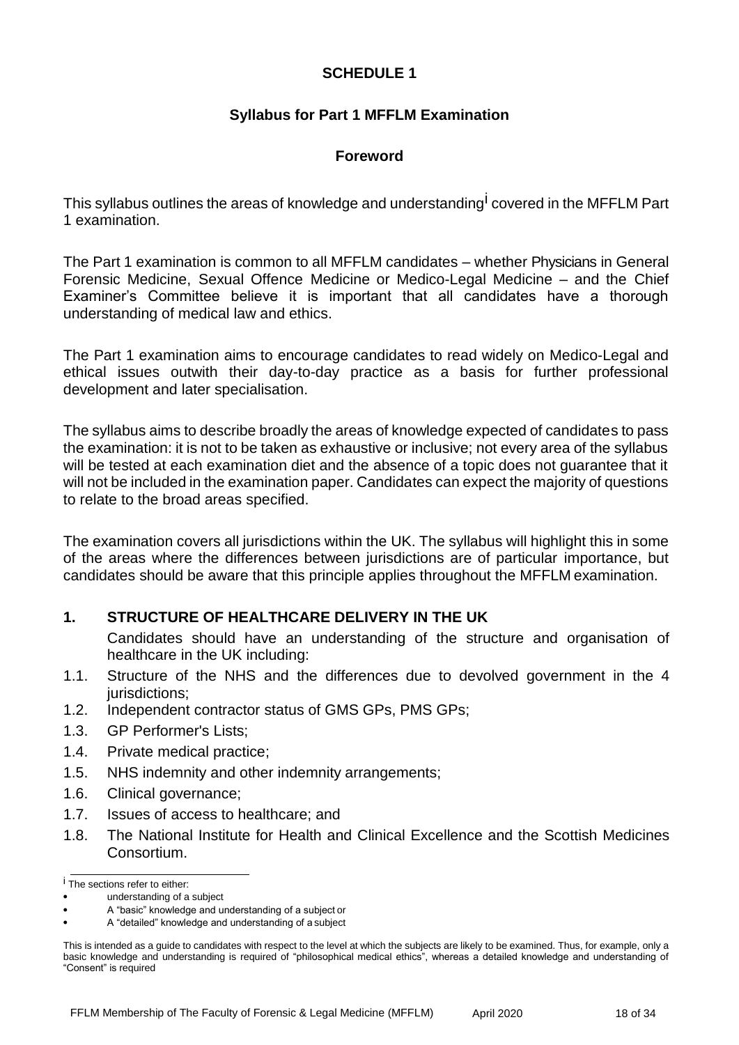# SCHEDULE 1

## Syllabus for Part 1 MFFLM Examination

### Foreword

This syllabus outlines the areas of knowledge and understanding[i] covered in the MFFLM Part 1 examination.

The Part 1 examination is common to all MFFLM candidates – whether Physicians in General Forensic Medicine, Sexual Offence Medicine or Medico-Legal Medicine – and the Chief Examiner's Committee believe it is important that all candidates have a thorough understanding of medical law and ethics.

The Part 1 examination aims to encourage candidates to read widely on Medico-Legal and ethical issues outwith their day-to-day practice as a basis for further professional development and later specialisation.

The syllabus aims to describe broadly the areas of knowledge expected of candidates to pass the examination: it is not to be taken as exhaustive or inclusive; not every area of the syllabus will be tested at each examination diet and the absence of a topic does not guarantee that it will not be included in the examination paper. Candidates can expect the majority of questions to relate to the broad areas specified.

The examination covers all jurisdictions within the UK. The syllabus will highlight this in some of the areas where the differences between jurisdictions are of particular importance, but candidates should be aware that this principle applies throughout the MFFLM examination.

### 1. STRUCTURE OF HEALTHCARE DELIVERY IN THE UK

Candidates should have an understanding of the structure and organisation of healthcare in the UK including:

- 1.1. Structure of the NHS and the differences due to devolved government in the 4 jurisdictions;
- 1.2. Independent contractor status of GMS GPs, PMS GPs;
- 1.3. GP Performer's Lists;
- 1.4. Private medical practice;
- 1.5. NHS indemnity and other indemnity arrangements;
- 1.6. Clinical governance;
- 1.7. Issues of access to healthcare; and
- 1.8. The National Institute for Health and Clinical Excellence and the Scottish Medicines Consortium.

---

[i] The sections refer to either:

- understanding of a subject
- A "basic" knowledge and understanding of a subject or
- A "detailed" knowledge and understanding of a subject

This is intended as a guide to candidates with respect to the level at which the subjects are likely to be examined. Thus, for example, only a basic knowledge and understanding is required of "philosophical medical ethics", whereas a detailed knowledge and understanding of "Consent" is required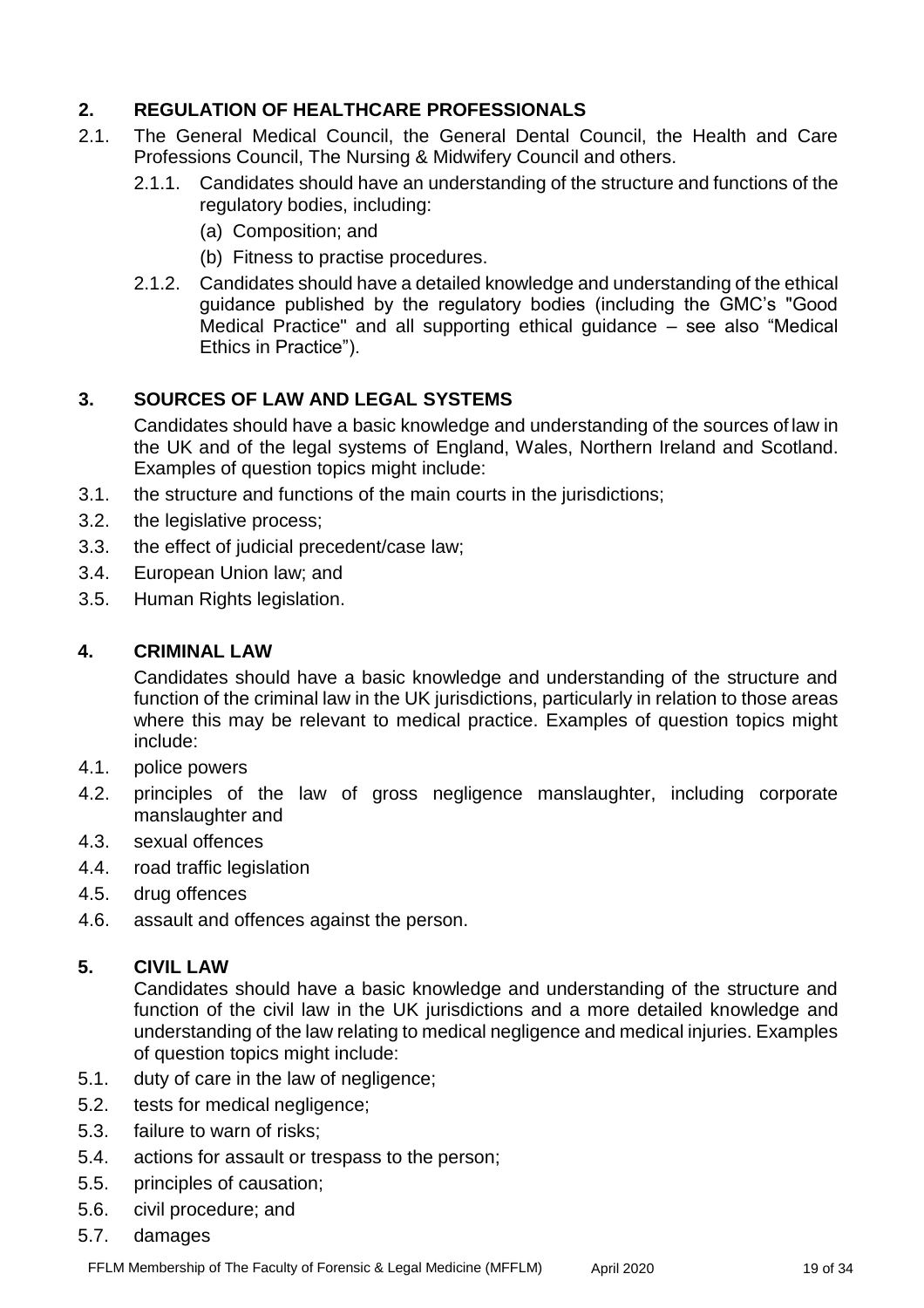## 2. REGULATION OF HEALTHCARE PROFESSIONALS

2.1. The General Medical Council, the General Dental Council, the Health and Care Professions Council, The Nursing & Midwifery Council and others.

2.1.1. Candidates should have an understanding of the structure and functions of the regulatory bodies, including:

(a) Composition; and

(b) Fitness to practise procedures.

2.1.2. Candidates should have a detailed knowledge and understanding of the ethical guidance published by the regulatory bodies (including the GMC's "Good Medical Practice" and all supporting ethical guidance – see also "Medical Ethics in Practice").

## 3. SOURCES OF LAW AND LEGAL SYSTEMS

Candidates should have a basic knowledge and understanding of the sources of law in the UK and of the legal systems of England, Wales, Northern Ireland and Scotland. Examples of question topics might include:

3.1. the structure and functions of the main courts in the jurisdictions;

3.2. the legislative process;

3.3. the effect of judicial precedent/case law;

3.4. European Union law; and

3.5. Human Rights legislation.

## 4. CRIMINAL LAW

Candidates should have a basic knowledge and understanding of the structure and function of the criminal law in the UK jurisdictions, particularly in relation to those areas where this may be relevant to medical practice. Examples of question topics might include:

4.1. police powers

4.2. principles of the law of gross negligence manslaughter, including corporate manslaughter and

4.3. sexual offences

4.4. road traffic legislation

4.5. drug offences

4.6. assault and offences against the person.

## 5. CIVIL LAW

Candidates should have a basic knowledge and understanding of the structure and function of the civil law in the UK jurisdictions and a more detailed knowledge and understanding of the law relating to medical negligence and medical injuries. Examples of question topics might include:

5.1. duty of care in the law of negligence;

5.2. tests for medical negligence;

5.3. failure to warn of risks;

5.4. actions for assault or trespass to the person;

5.5. principles of causation;

5.6. civil procedure; and

5.7. damages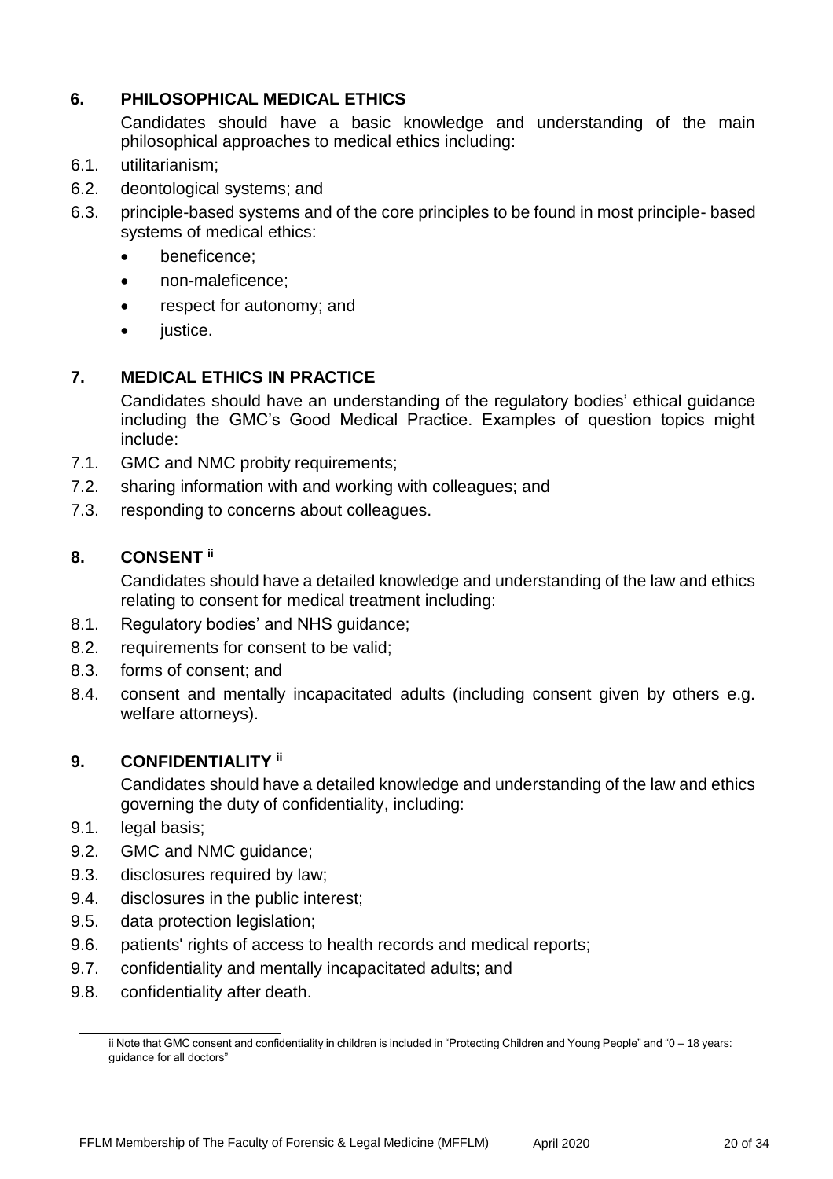## 6. PHILOSOPHICAL MEDICAL ETHICS

Candidates should have a basic knowledge and understanding of the main philosophical approaches to medical ethics including:

6.1. utilitarianism;

6.2. deontological systems; and

6.3. principle-based systems and of the core principles to be found in most principle- based systems of medical ethics:

- beneficence;
- non-maleficence;
- respect for autonomy; and
- justice.

## 7. MEDICAL ETHICS IN PRACTICE

Candidates should have an understanding of the regulatory bodies' ethical guidance including the GMC's Good Medical Practice. Examples of question topics might include:

7.1. GMC and NMC probity requirements;

7.2. sharing information with and working with colleagues; and

7.3. responding to concerns about colleagues.

## 8. CONSENT [ii]

Candidates should have a detailed knowledge and understanding of the law and ethics relating to consent for medical treatment including:

8.1. Regulatory bodies' and NHS guidance;

8.2. requirements for consent to be valid;

8.3. forms of consent; and

8.4. consent and mentally incapacitated adults (including consent given by others e.g. welfare attorneys).

## 9. CONFIDENTIALITY [ii]

Candidates should have a detailed knowledge and understanding of the law and ethics governing the duty of confidentiality, including:

9.1. legal basis;

9.2. GMC and NMC guidance;

9.3. disclosures required by law;

9.4. disclosures in the public interest;

9.5. data protection legislation;

9.6. patients' rights of access to health records and medical reports;

9.7. confidentiality and mentally incapacitated adults; and

9.8. confidentiality after death.

---

ii Note that GMC consent and confidentiality in children is included in "Protecting Children and Young People" and "0 – 18 years: guidance for all doctors"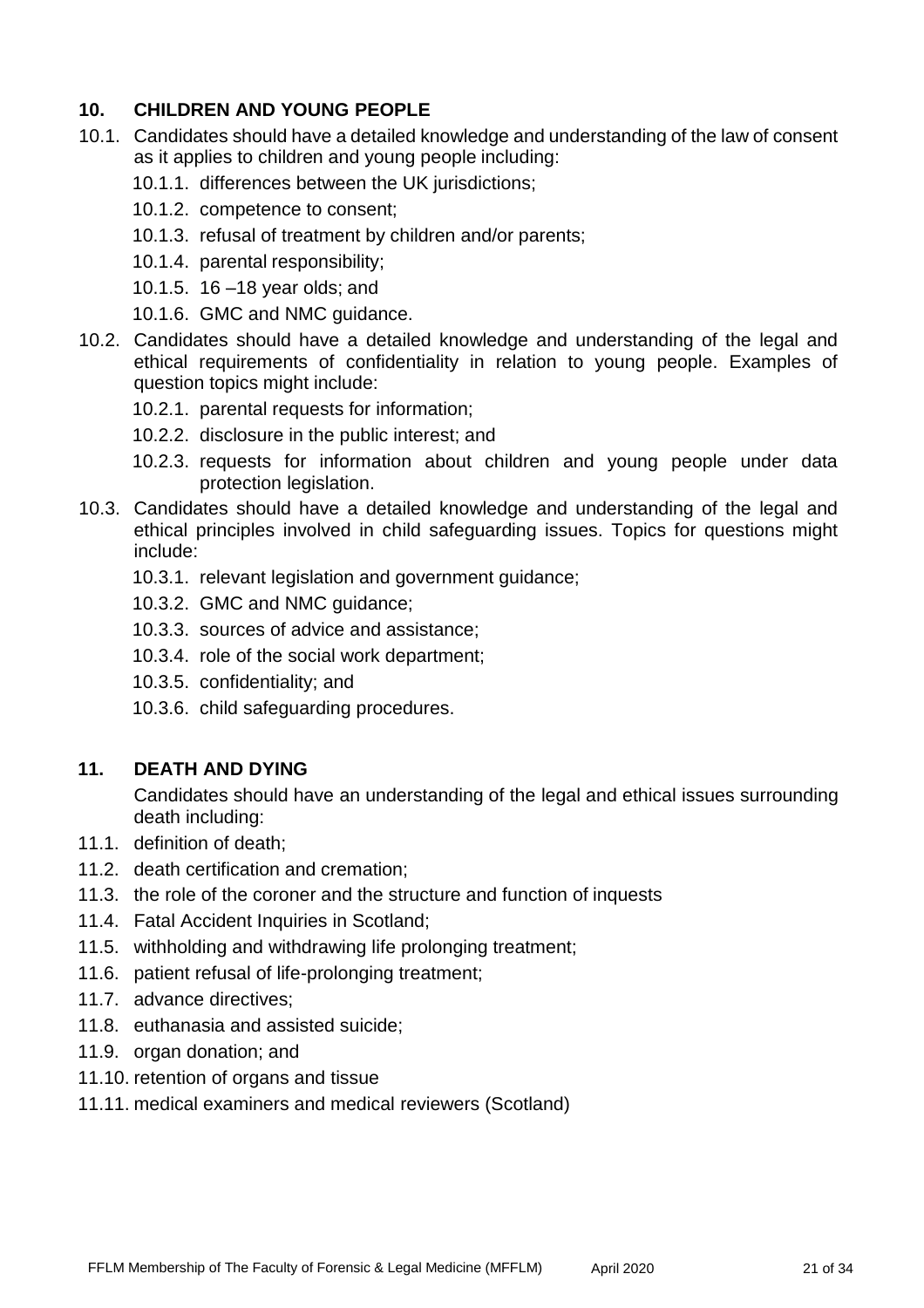## 10. CHILDREN AND YOUNG PEOPLE

10.1. Candidates should have a detailed knowledge and understanding of the law of consent as it applies to children and young people including:

- 10.1.1. differences between the UK jurisdictions;
- 10.1.2. competence to consent;
- 10.1.3. refusal of treatment by children and/or parents;
- 10.1.4. parental responsibility;
- 10.1.5. 16 –18 year olds; and
- 10.1.6. GMC and NMC guidance.

10.2. Candidates should have a detailed knowledge and understanding of the legal and ethical requirements of confidentiality in relation to young people. Examples of question topics might include:

- 10.2.1. parental requests for information;
- 10.2.2. disclosure in the public interest; and
- 10.2.3. requests for information about children and young people under data protection legislation.

10.3. Candidates should have a detailed knowledge and understanding of the legal and ethical principles involved in child safeguarding issues. Topics for questions might include:

- 10.3.1. relevant legislation and government guidance;
- 10.3.2. GMC and NMC guidance;
- 10.3.3. sources of advice and assistance;
- 10.3.4. role of the social work department;
- 10.3.5. confidentiality; and
- 10.3.6. child safeguarding procedures.

## 11. DEATH AND DYING

Candidates should have an understanding of the legal and ethical issues surrounding death including:

- 11.1. definition of death;
- 11.2. death certification and cremation;
- 11.3. the role of the coroner and the structure and function of inquests
- 11.4. Fatal Accident Inquiries in Scotland;
- 11.5. withholding and withdrawing life prolonging treatment;
- 11.6. patient refusal of life-prolonging treatment;
- 11.7. advance directives;
- 11.8. euthanasia and assisted suicide;
- 11.9. organ donation; and
- 11.10. retention of organs and tissue
- 11.11. medical examiners and medical reviewers (Scotland)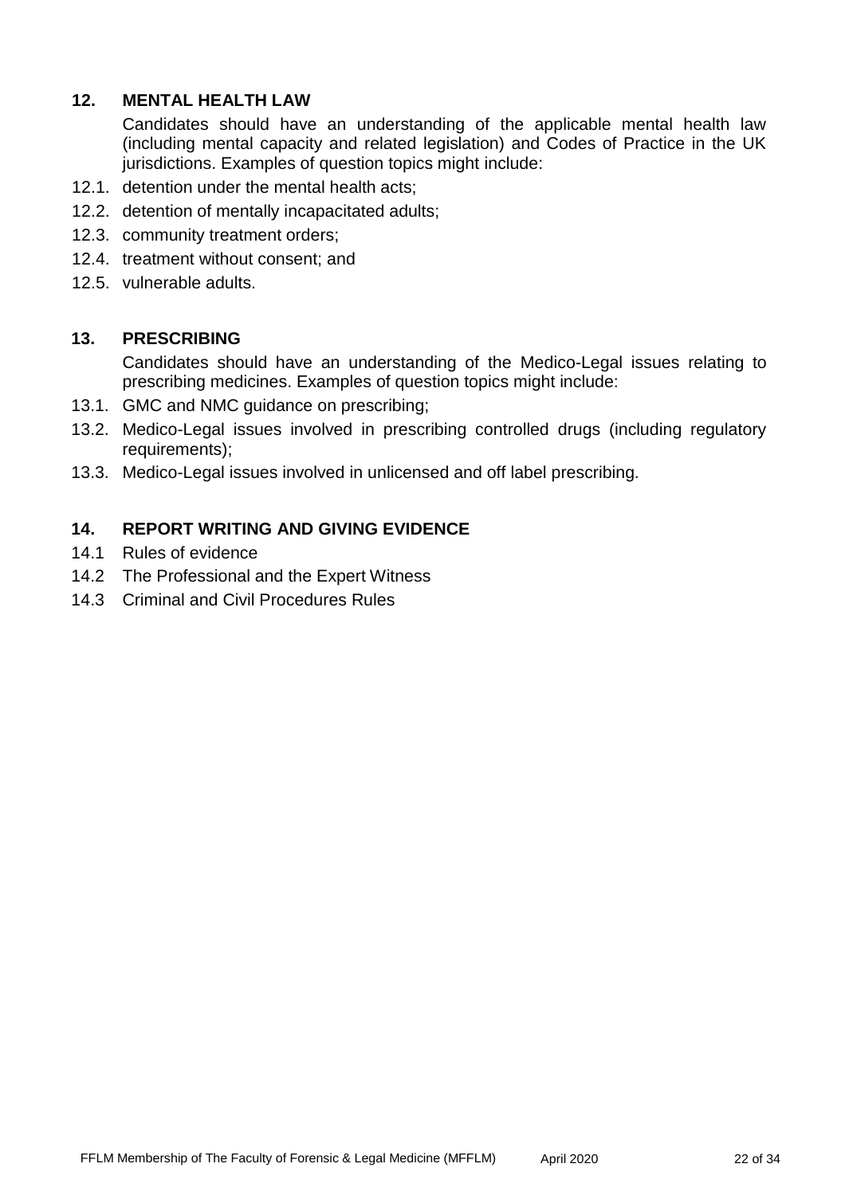## 12. MENTAL HEALTH LAW

Candidates should have an understanding of the applicable mental health law (including mental capacity and related legislation) and Codes of Practice in the UK jurisdictions. Examples of question topics might include:

12.1. detention under the mental health acts;

12.2. detention of mentally incapacitated adults;

12.3. community treatment orders;

12.4. treatment without consent; and

12.5. vulnerable adults.

## 13. PRESCRIBING

Candidates should have an understanding of the Medico-Legal issues relating to prescribing medicines. Examples of question topics might include:

13.1. GMC and NMC guidance on prescribing;

13.2. Medico-Legal issues involved in prescribing controlled drugs (including regulatory requirements);

13.3. Medico-Legal issues involved in unlicensed and off label prescribing.

## 14. REPORT WRITING AND GIVING EVIDENCE

14.1 Rules of evidence

14.2 The Professional and the Expert Witness

14.3 Criminal and Civil Procedures Rules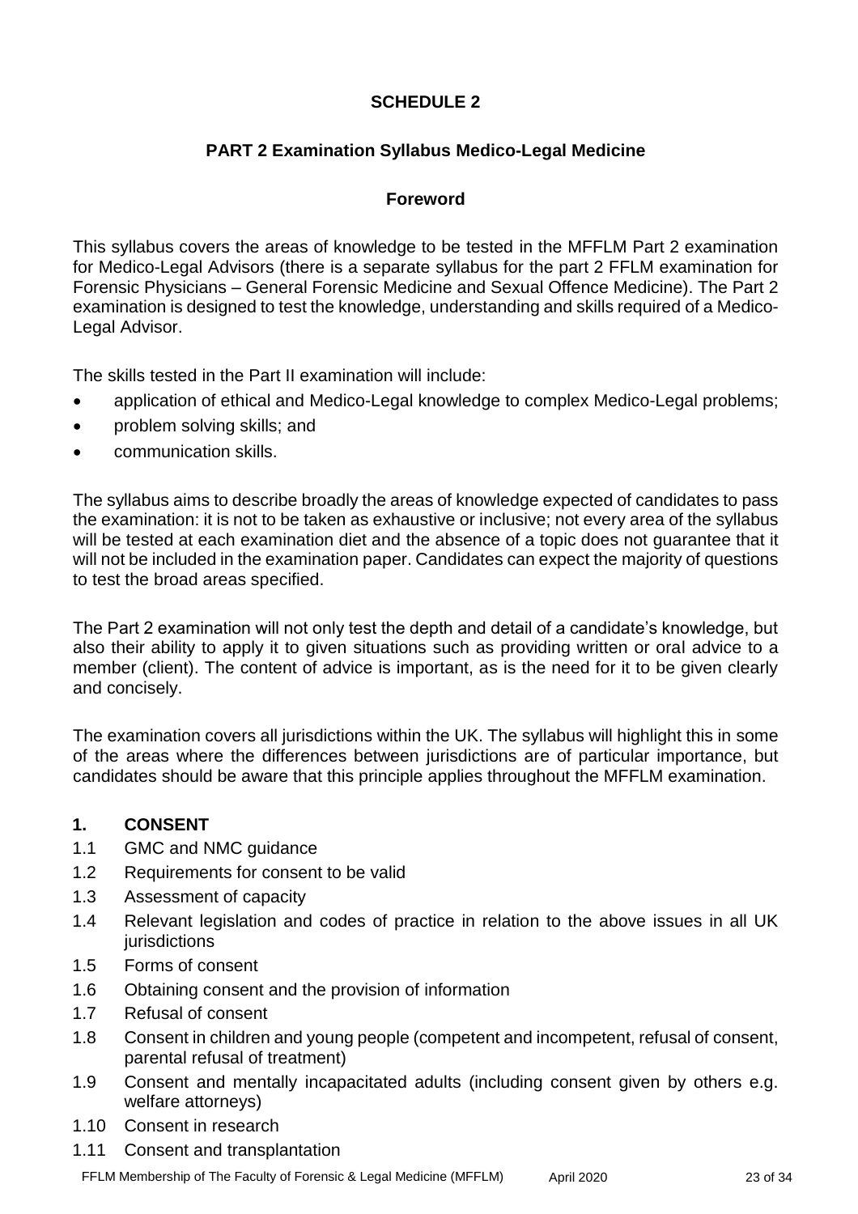## SCHEDULE 2

## PART 2 Examination Syllabus Medico-Legal Medicine

### Foreword

This syllabus covers the areas of knowledge to be tested in the MFFLM Part 2 examination for Medico-Legal Advisors (there is a separate syllabus for the part 2 FFLM examination for Forensic Physicians – General Forensic Medicine and Sexual Offence Medicine). The Part 2 examination is designed to test the knowledge, understanding and skills required of a Medico-Legal Advisor.

The skills tested in the Part II examination will include:

- application of ethical and Medico-Legal knowledge to complex Medico-Legal problems;
- problem solving skills; and
- communication skills.

The syllabus aims to describe broadly the areas of knowledge expected of candidates to pass the examination: it is not to be taken as exhaustive or inclusive; not every area of the syllabus will be tested at each examination diet and the absence of a topic does not guarantee that it will not be included in the examination paper. Candidates can expect the majority of questions to test the broad areas specified.

The Part 2 examination will not only test the depth and detail of a candidate's knowledge, but also their ability to apply it to given situations such as providing written or oral advice to a member (client). The content of advice is important, as is the need for it to be given clearly and concisely.

The examination covers all jurisdictions within the UK. The syllabus will highlight this in some of the areas where the differences between jurisdictions are of particular importance, but candidates should be aware that this principle applies throughout the MFFLM examination.

### 1. CONSENT

1.1 GMC and NMC guidance

1.2 Requirements for consent to be valid

1.3 Assessment of capacity

1.4 Relevant legislation and codes of practice in relation to the above issues in all UK jurisdictions

1.5 Forms of consent

1.6 Obtaining consent and the provision of information

1.7 Refusal of consent

1.8 Consent in children and young people (competent and incompetent, refusal of consent, parental refusal of treatment)

1.9 Consent and mentally incapacitated adults (including consent given by others e.g. welfare attorneys)

1.10 Consent in research

1.11 Consent and transplantation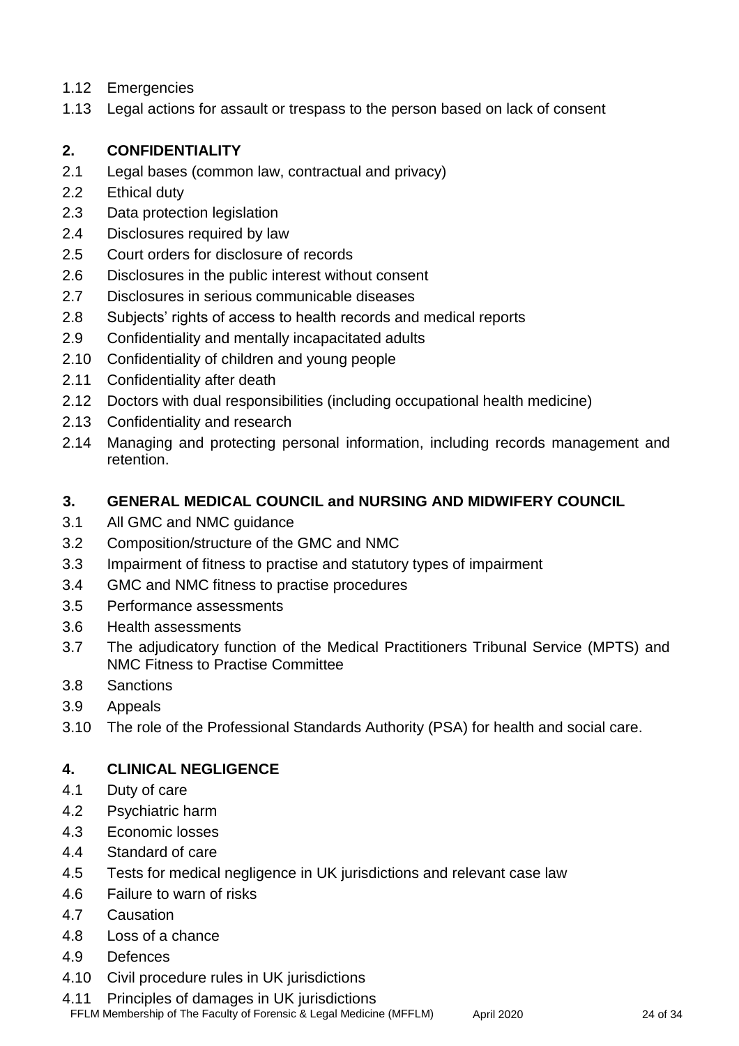1.12 Emergencies

1.13 Legal actions for assault or trespass to the person based on lack of consent

## 2. CONFIDENTIALITY

2.1 Legal bases (common law, contractual and privacy)

2.2 Ethical duty

2.3 Data protection legislation

2.4 Disclosures required by law

2.5 Court orders for disclosure of records

2.6 Disclosures in the public interest without consent

2.7 Disclosures in serious communicable diseases

2.8 Subjects' rights of access to health records and medical reports

2.9 Confidentiality and mentally incapacitated adults

2.10 Confidentiality of children and young people

2.11 Confidentiality after death

2.12 Doctors with dual responsibilities (including occupational health medicine)

2.13 Confidentiality and research

2.14 Managing and protecting personal information, including records management and retention.

## 3. GENERAL MEDICAL COUNCIL and NURSING AND MIDWIFERY COUNCIL

3.1 All GMC and NMC guidance

3.2 Composition/structure of the GMC and NMC

3.3 Impairment of fitness to practise and statutory types of impairment

3.4 GMC and NMC fitness to practise procedures

3.5 Performance assessments

3.6 Health assessments

3.7 The adjudicatory function of the Medical Practitioners Tribunal Service (MPTS) and NMC Fitness to Practise Committee

3.8 Sanctions

3.9 Appeals

3.10 The role of the Professional Standards Authority (PSA) for health and social care.

## 4. CLINICAL NEGLIGENCE

4.1 Duty of care

4.2 Psychiatric harm

4.3 Economic losses

4.4 Standard of care

4.5 Tests for medical negligence in UK jurisdictions and relevant case law

4.6 Failure to warn of risks

4.7 Causation

4.8 Loss of a chance

4.9 Defences

4.10 Civil procedure rules in UK jurisdictions

4.11 Principles of damages in UK jurisdictions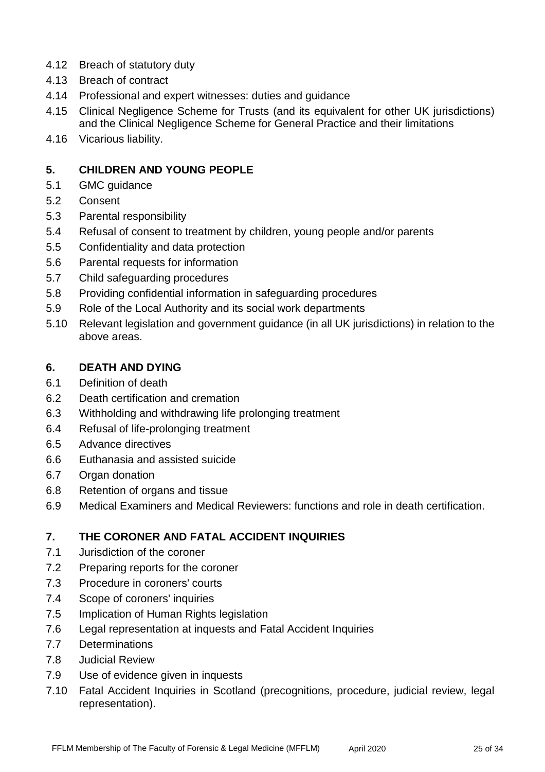4.12 Breach of statutory duty

4.13 Breach of contract

4.14 Professional and expert witnesses: duties and guidance

4.15 Clinical Negligence Scheme for Trusts (and its equivalent for other UK jurisdictions) and the Clinical Negligence Scheme for General Practice and their limitations

4.16 Vicarious liability.

## 5. CHILDREN AND YOUNG PEOPLE

5.1 GMC guidance

5.2 Consent

5.3 Parental responsibility

5.4 Refusal of consent to treatment by children, young people and/or parents

5.5 Confidentiality and data protection

5.6 Parental requests for information

5.7 Child safeguarding procedures

5.8 Providing confidential information in safeguarding procedures

5.9 Role of the Local Authority and its social work departments

5.10 Relevant legislation and government guidance (in all UK jurisdictions) in relation to the above areas.

## 6. DEATH AND DYING

6.1 Definition of death

6.2 Death certification and cremation

6.3 Withholding and withdrawing life prolonging treatment

6.4 Refusal of life-prolonging treatment

6.5 Advance directives

6.6 Euthanasia and assisted suicide

6.7 Organ donation

6.8 Retention of organs and tissue

6.9 Medical Examiners and Medical Reviewers: functions and role in death certification.

## 7. THE CORONER AND FATAL ACCIDENT INQUIRIES

7.1 Jurisdiction of the coroner

7.2 Preparing reports for the coroner

7.3 Procedure in coroners' courts

7.4 Scope of coroners' inquiries

7.5 Implication of Human Rights legislation

7.6 Legal representation at inquests and Fatal Accident Inquiries

7.7 Determinations

7.8 Judicial Review

7.9 Use of evidence given in inquests

7.10 Fatal Accident Inquiries in Scotland (precognitions, procedure, judicial review, legal representation).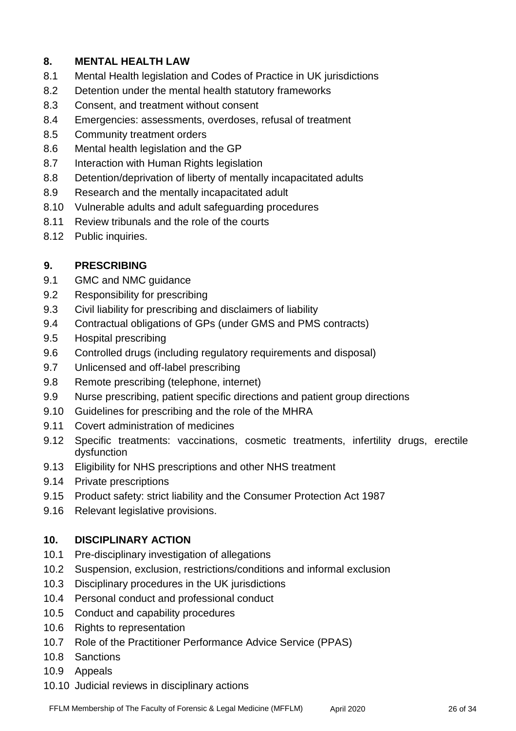## 8. MENTAL HEALTH LAW

- 8.1 Mental Health legislation and Codes of Practice in UK jurisdictions
- 8.2 Detention under the mental health statutory frameworks
- 8.3 Consent, and treatment without consent
- 8.4 Emergencies: assessments, overdoses, refusal of treatment
- 8.5 Community treatment orders
- 8.6 Mental health legislation and the GP
- 8.7 Interaction with Human Rights legislation
- 8.8 Detention/deprivation of liberty of mentally incapacitated adults
- 8.9 Research and the mentally incapacitated adult
- 8.10 Vulnerable adults and adult safeguarding procedures
- 8.11 Review tribunals and the role of the courts
- 8.12 Public inquiries.

## 9. PRESCRIBING

- 9.1 GMC and NMC guidance
- 9.2 Responsibility for prescribing
- 9.3 Civil liability for prescribing and disclaimers of liability
- 9.4 Contractual obligations of GPs (under GMS and PMS contracts)
- 9.5 Hospital prescribing
- 9.6 Controlled drugs (including regulatory requirements and disposal)
- 9.7 Unlicensed and off-label prescribing
- 9.8 Remote prescribing (telephone, internet)
- 9.9 Nurse prescribing, patient specific directions and patient group directions
- 9.10 Guidelines for prescribing and the role of the MHRA
- 9.11 Covert administration of medicines
- 9.12 Specific treatments: vaccinations, cosmetic treatments, infertility drugs, erectile dysfunction
- 9.13 Eligibility for NHS prescriptions and other NHS treatment
- 9.14 Private prescriptions
- 9.15 Product safety: strict liability and the Consumer Protection Act 1987
- 9.16 Relevant legislative provisions.

## 10. DISCIPLINARY ACTION

- 10.1 Pre-disciplinary investigation of allegations
- 10.2 Suspension, exclusion, restrictions/conditions and informal exclusion
- 10.3 Disciplinary procedures in the UK jurisdictions
- 10.4 Personal conduct and professional conduct
- 10.5 Conduct and capability procedures
- 10.6 Rights to representation
- 10.7 Role of the Practitioner Performance Advice Service (PPAS)
- 10.8 Sanctions
- 10.9 Appeals
- 10.10 Judicial reviews in disciplinary actions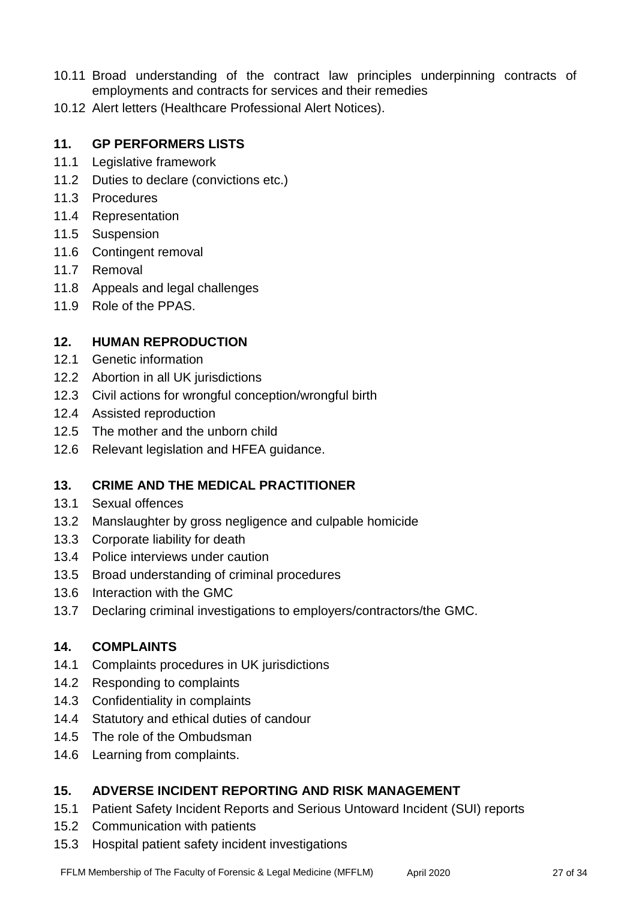10.11 Broad understanding of the contract law principles underpinning contracts of employments and contracts for services and their remedies

10.12 Alert letters (Healthcare Professional Alert Notices).

## 11. GP PERFORMERS LISTS

11.1 Legislative framework

11.2 Duties to declare (convictions etc.)

11.3 Procedures

11.4 Representation

11.5 Suspension

11.6 Contingent removal

11.7 Removal

11.8 Appeals and legal challenges

11.9 Role of the PPAS.

## 12. HUMAN REPRODUCTION

12.1 Genetic information

12.2 Abortion in all UK jurisdictions

12.3 Civil actions for wrongful conception/wrongful birth

12.4 Assisted reproduction

12.5 The mother and the unborn child

12.6 Relevant legislation and HFEA guidance.

## 13. CRIME AND THE MEDICAL PRACTITIONER

13.1 Sexual offences

13.2 Manslaughter by gross negligence and culpable homicide

13.3 Corporate liability for death

13.4 Police interviews under caution

13.5 Broad understanding of criminal procedures

13.6 Interaction with the GMC

13.7 Declaring criminal investigations to employers/contractors/the GMC.

## 14. COMPLAINTS

14.1 Complaints procedures in UK jurisdictions

14.2 Responding to complaints

14.3 Confidentiality in complaints

14.4 Statutory and ethical duties of candour

14.5 The role of the Ombudsman

14.6 Learning from complaints.

## 15. ADVERSE INCIDENT REPORTING AND RISK MANAGEMENT

15.1 Patient Safety Incident Reports and Serious Untoward Incident (SUI) reports

15.2 Communication with patients

15.3 Hospital patient safety incident investigations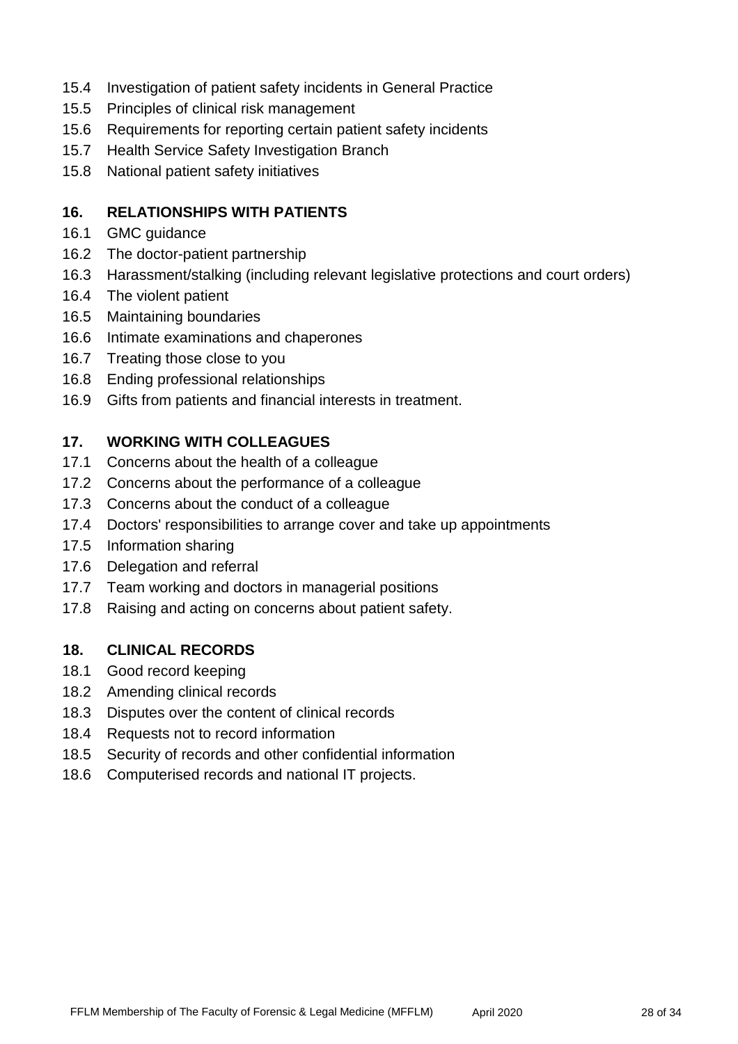15.4 Investigation of patient safety incidents in General Practice
15.5 Principles of clinical risk management
15.6 Requirements for reporting certain patient safety incidents
15.7 Health Service Safety Investigation Branch
15.8 National patient safety initiatives

## 16. RELATIONSHIPS WITH PATIENTS

16.1 GMC guidance
16.2 The doctor-patient partnership
16.3 Harassment/stalking (including relevant legislative protections and court orders)
16.4 The violent patient
16.5 Maintaining boundaries
16.6 Intimate examinations and chaperones
16.7 Treating those close to you
16.8 Ending professional relationships
16.9 Gifts from patients and financial interests in treatment.

## 17. WORKING WITH COLLEAGUES

17.1 Concerns about the health of a colleague
17.2 Concerns about the performance of a colleague
17.3 Concerns about the conduct of a colleague
17.4 Doctors' responsibilities to arrange cover and take up appointments
17.5 Information sharing
17.6 Delegation and referral
17.7 Team working and doctors in managerial positions
17.8 Raising and acting on concerns about patient safety.

## 18. CLINICAL RECORDS

18.1 Good record keeping
18.2 Amending clinical records
18.3 Disputes over the content of clinical records
18.4 Requests not to record information
18.5 Security of records and other confidential information
18.6 Computerised records and national IT projects.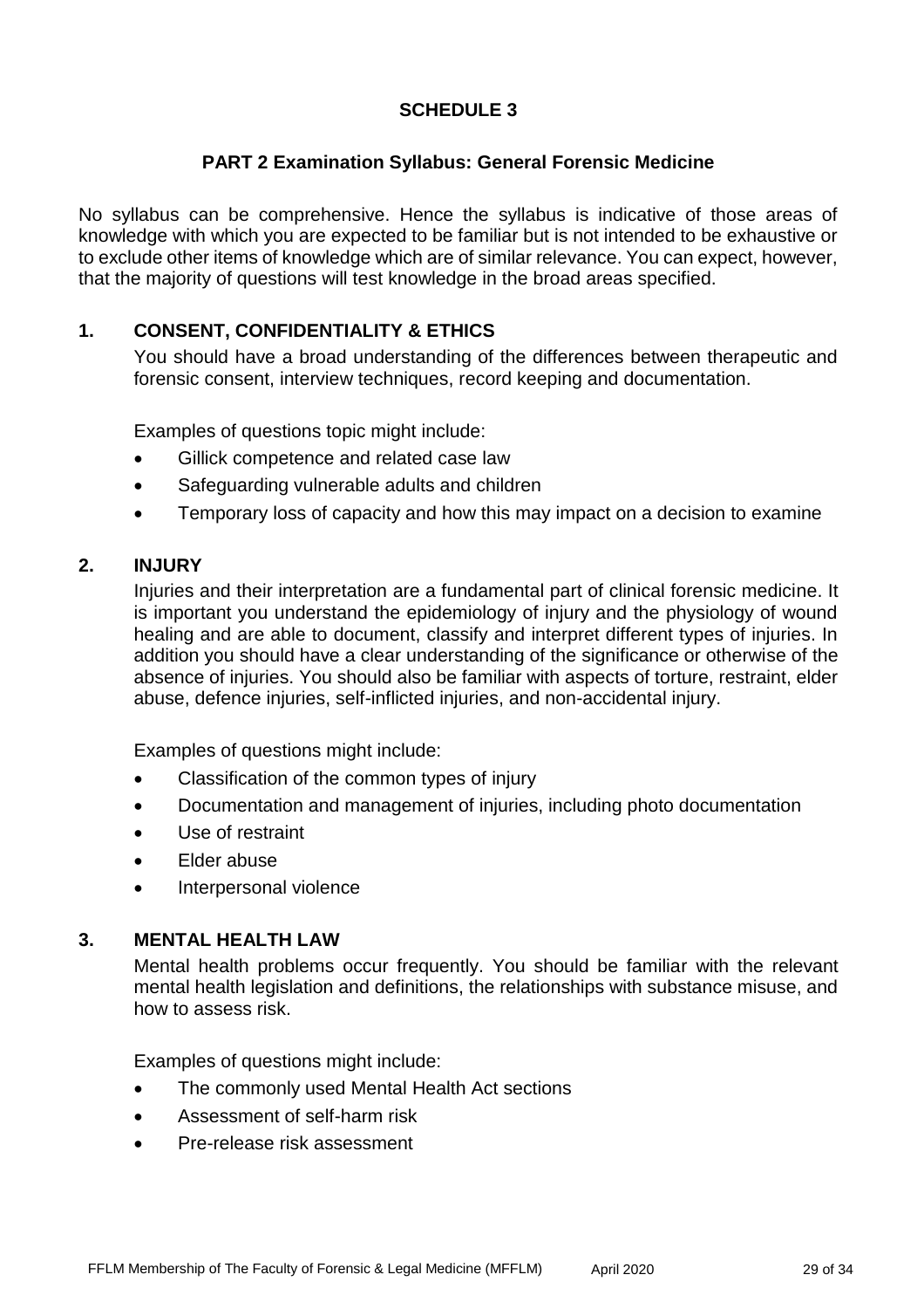# SCHEDULE 3

## PART 2 Examination Syllabus: General Forensic Medicine

No syllabus can be comprehensive. Hence the syllabus is indicative of those areas of knowledge with which you are expected to be familiar but is not intended to be exhaustive or to exclude other items of knowledge which are of similar relevance. You can expect, however, that the majority of questions will test knowledge in the broad areas specified.

### 1. CONSENT, CONFIDENTIALITY & ETHICS

You should have a broad understanding of the differences between therapeutic and forensic consent, interview techniques, record keeping and documentation.

Examples of questions topic might include:

- Gillick competence and related case law
- Safeguarding vulnerable adults and children
- Temporary loss of capacity and how this may impact on a decision to examine

### 2. INJURY

Injuries and their interpretation are a fundamental part of clinical forensic medicine. It is important you understand the epidemiology of injury and the physiology of wound healing and are able to document, classify and interpret different types of injuries. In addition you should have a clear understanding of the significance or otherwise of the absence of injuries. You should also be familiar with aspects of torture, restraint, elder abuse, defence injuries, self-inflicted injuries, and non-accidental injury.

Examples of questions might include:

- Classification of the common types of injury
- Documentation and management of injuries, including photo documentation
- Use of restraint
- Elder abuse
- Interpersonal violence

### 3. MENTAL HEALTH LAW

Mental health problems occur frequently. You should be familiar with the relevant mental health legislation and definitions, the relationships with substance misuse, and how to assess risk.

Examples of questions might include:

- The commonly used Mental Health Act sections
- Assessment of self-harm risk
- Pre-release risk assessment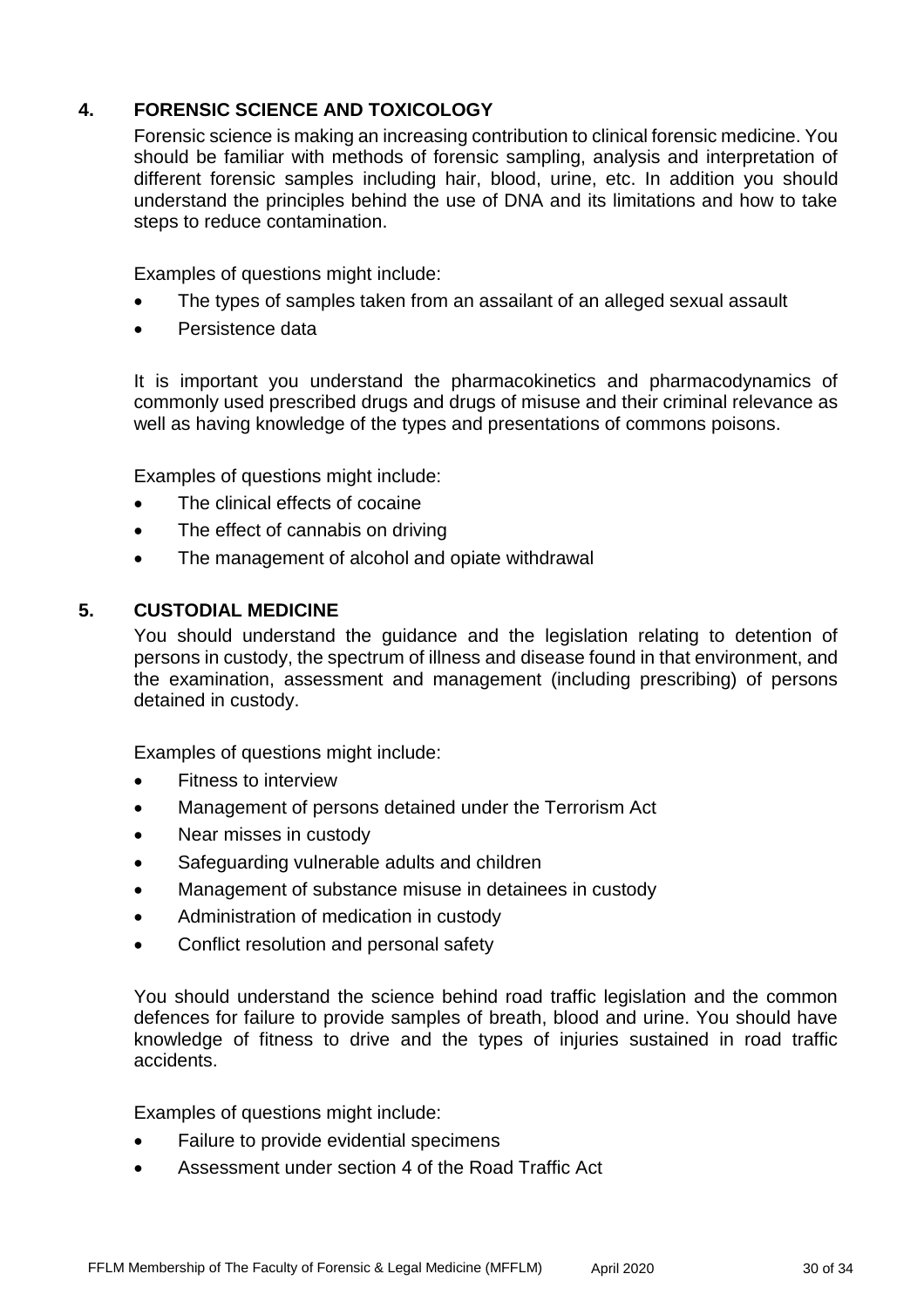## 4. FORENSIC SCIENCE AND TOXICOLOGY

Forensic science is making an increasing contribution to clinical forensic medicine. You should be familiar with methods of forensic sampling, analysis and interpretation of different forensic samples including hair, blood, urine, etc. In addition you should understand the principles behind the use of DNA and its limitations and how to take steps to reduce contamination.

Examples of questions might include:

- The types of samples taken from an assailant of an alleged sexual assault
- Persistence data

It is important you understand the pharmacokinetics and pharmacodynamics of commonly used prescribed drugs and drugs of misuse and their criminal relevance as well as having knowledge of the types and presentations of commons poisons.

Examples of questions might include:

- The clinical effects of cocaine
- The effect of cannabis on driving
- The management of alcohol and opiate withdrawal

## 5. CUSTODIAL MEDICINE

You should understand the guidance and the legislation relating to detention of persons in custody, the spectrum of illness and disease found in that environment, and the examination, assessment and management (including prescribing) of persons detained in custody.

Examples of questions might include:

- Fitness to interview
- Management of persons detained under the Terrorism Act
- Near misses in custody
- Safeguarding vulnerable adults and children
- Management of substance misuse in detainees in custody
- Administration of medication in custody
- Conflict resolution and personal safety

You should understand the science behind road traffic legislation and the common defences for failure to provide samples of breath, blood and urine. You should have knowledge of fitness to drive and the types of injuries sustained in road traffic accidents.

Examples of questions might include:

- Failure to provide evidential specimens
- Assessment under section 4 of the Road Traffic Act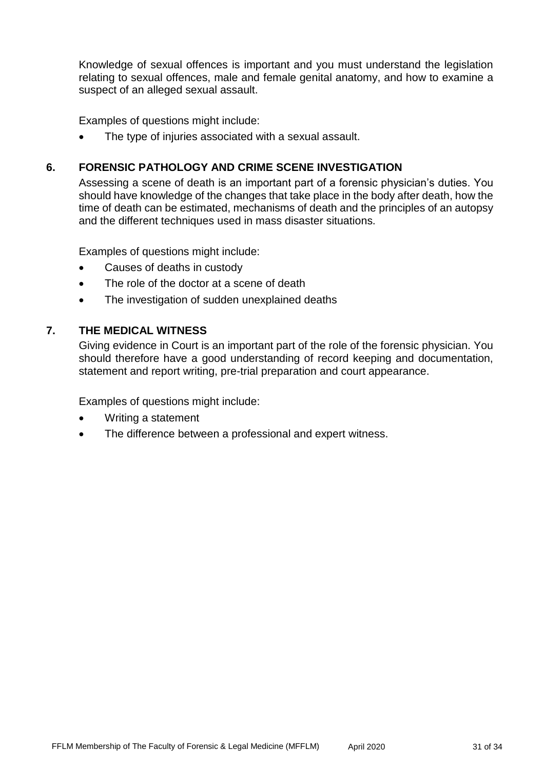Knowledge of sexual offences is important and you must understand the legislation relating to sexual offences, male and female genital anatomy, and how to examine a suspect of an alleged sexual assault.

Examples of questions might include:

- The type of injuries associated with a sexual assault.

## 6. FORENSIC PATHOLOGY AND CRIME SCENE INVESTIGATION

Assessing a scene of death is an important part of a forensic physician's duties. You should have knowledge of the changes that take place in the body after death, how the time of death can be estimated, mechanisms of death and the principles of an autopsy and the different techniques used in mass disaster situations.

Examples of questions might include:

- Causes of deaths in custody
- The role of the doctor at a scene of death
- The investigation of sudden unexplained deaths

## 7. THE MEDICAL WITNESS

Giving evidence in Court is an important part of the role of the forensic physician. You should therefore have a good understanding of record keeping and documentation, statement and report writing, pre-trial preparation and court appearance.

Examples of questions might include:

- Writing a statement
- The difference between a professional and expert witness.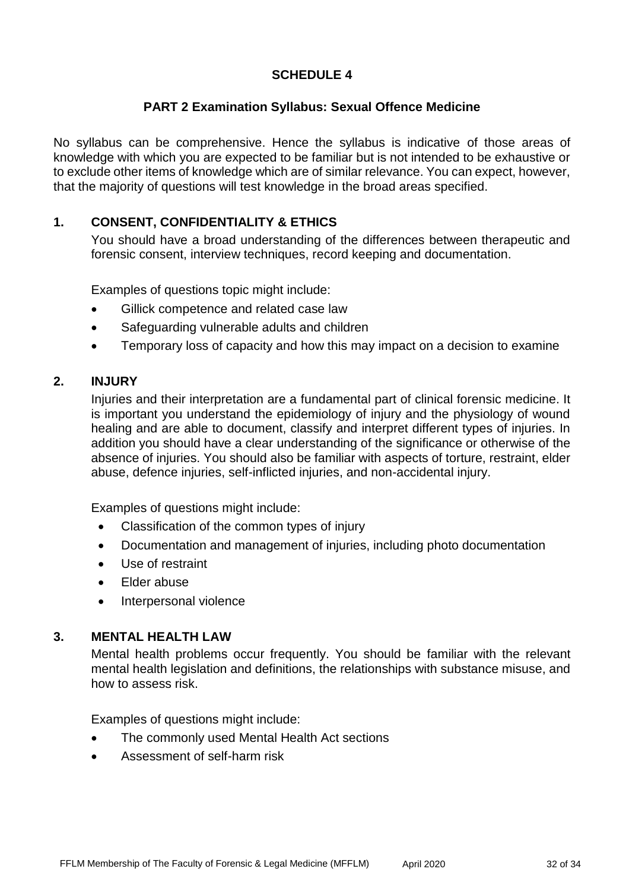## SCHEDULE 4

### PART 2 Examination Syllabus: Sexual Offence Medicine

No syllabus can be comprehensive. Hence the syllabus is indicative of those areas of knowledge with which you are expected to be familiar but is not intended to be exhaustive or to exclude other items of knowledge which are of similar relevance. You can expect, however, that the majority of questions will test knowledge in the broad areas specified.

### 1. CONSENT, CONFIDENTIALITY & ETHICS

You should have a broad understanding of the differences between therapeutic and forensic consent, interview techniques, record keeping and documentation.

Examples of questions topic might include:

- Gillick competence and related case law
- Safeguarding vulnerable adults and children
- Temporary loss of capacity and how this may impact on a decision to examine

### 2. INJURY

Injuries and their interpretation are a fundamental part of clinical forensic medicine. It is important you understand the epidemiology of injury and the physiology of wound healing and are able to document, classify and interpret different types of injuries. In addition you should have a clear understanding of the significance or otherwise of the absence of injuries. You should also be familiar with aspects of torture, restraint, elder abuse, defence injuries, self-inflicted injuries, and non-accidental injury.

Examples of questions might include:

- Classification of the common types of injury
- Documentation and management of injuries, including photo documentation
- Use of restraint
- Elder abuse
- Interpersonal violence

### 3. MENTAL HEALTH LAW

Mental health problems occur frequently. You should be familiar with the relevant mental health legislation and definitions, the relationships with substance misuse, and how to assess risk.

Examples of questions might include:

- The commonly used Mental Health Act sections
- Assessment of self-harm risk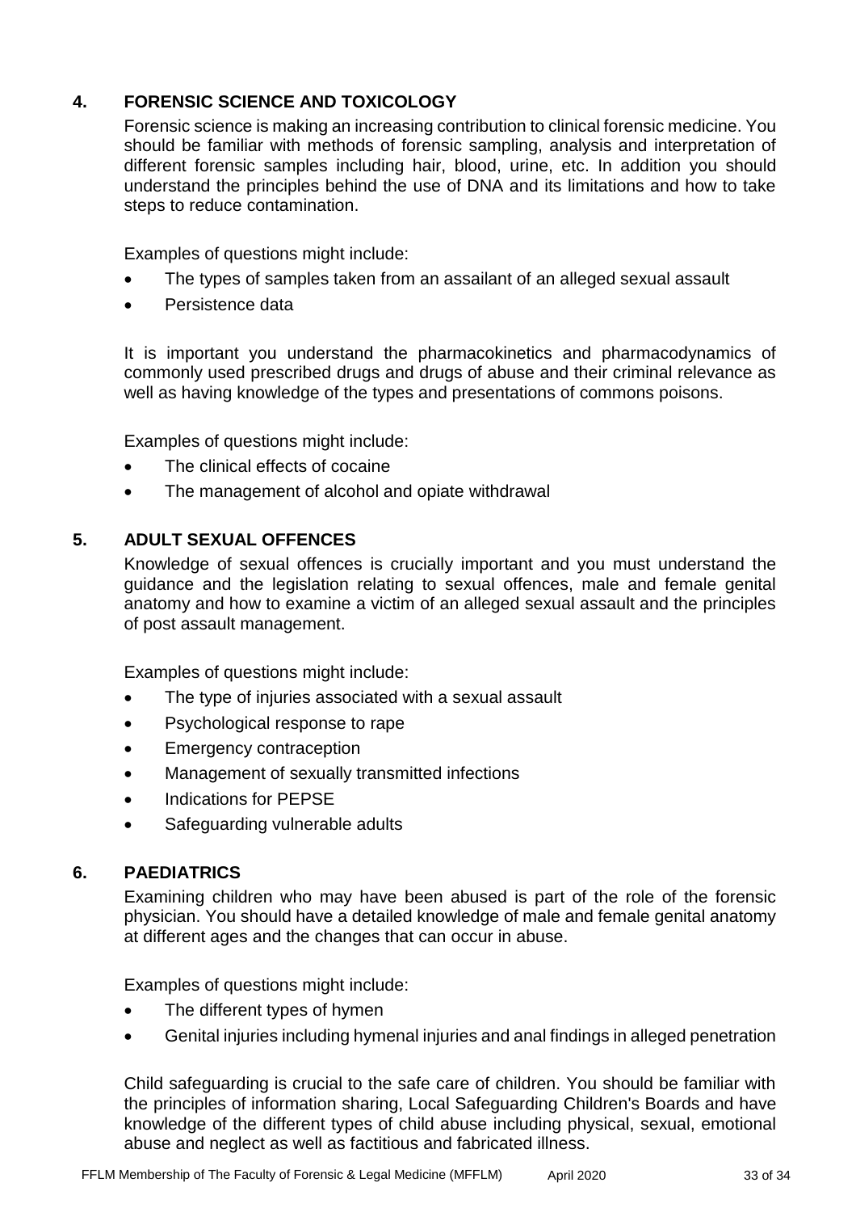## 4. FORENSIC SCIENCE AND TOXICOLOGY

Forensic science is making an increasing contribution to clinical forensic medicine. You should be familiar with methods of forensic sampling, analysis and interpretation of different forensic samples including hair, blood, urine, etc. In addition you should understand the principles behind the use of DNA and its limitations and how to take steps to reduce contamination.

Examples of questions might include:

- The types of samples taken from an assailant of an alleged sexual assault
- Persistence data

It is important you understand the pharmacokinetics and pharmacodynamics of commonly used prescribed drugs and drugs of abuse and their criminal relevance as well as having knowledge of the types and presentations of commons poisons.

Examples of questions might include:

- The clinical effects of cocaine
- The management of alcohol and opiate withdrawal

## 5. ADULT SEXUAL OFFENCES

Knowledge of sexual offences is crucially important and you must understand the guidance and the legislation relating to sexual offences, male and female genital anatomy and how to examine a victim of an alleged sexual assault and the principles of post assault management.

Examples of questions might include:

- The type of injuries associated with a sexual assault
- Psychological response to rape
- Emergency contraception
- Management of sexually transmitted infections
- Indications for PEPSE
- Safeguarding vulnerable adults

## 6. PAEDIATRICS

Examining children who may have been abused is part of the role of the forensic physician. You should have a detailed knowledge of male and female genital anatomy at different ages and the changes that can occur in abuse.

Examples of questions might include:

- The different types of hymen
- Genital injuries including hymenal injuries and anal findings in alleged penetration

Child safeguarding is crucial to the safe care of children. You should be familiar with the principles of information sharing, Local Safeguarding Children's Boards and have knowledge of the different types of child abuse including physical, sexual, emotional abuse and neglect as well as factitious and fabricated illness.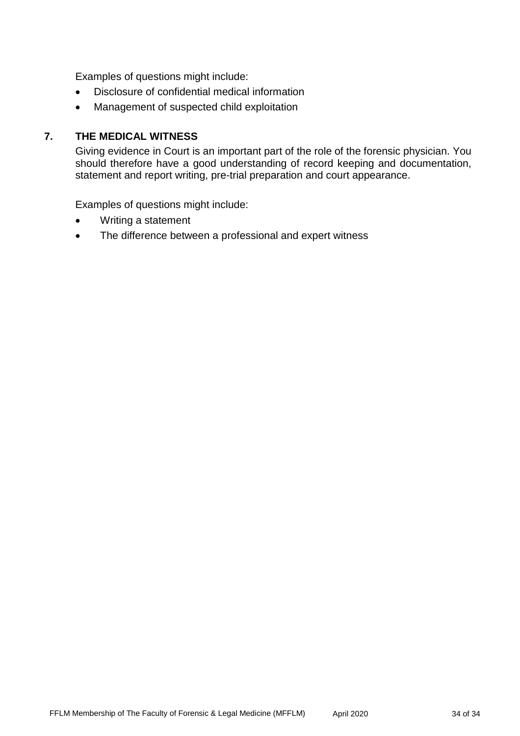Examples of questions might include:

- Disclosure of confidential medical information
- Management of suspected child exploitation

## 7. THE MEDICAL WITNESS

Giving evidence in Court is an important part of the role of the forensic physician. You should therefore have a good understanding of record keeping and documentation, statement and report writing, pre-trial preparation and court appearance.

Examples of questions might include:

- Writing a statement
- The difference between a professional and expert witness